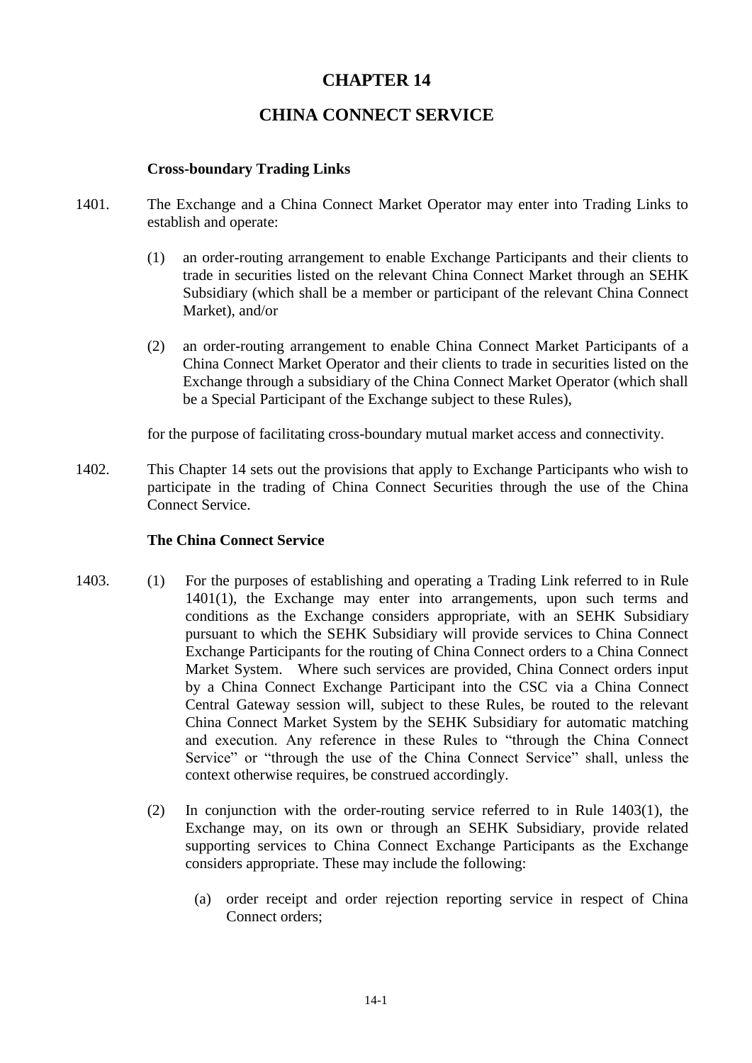# CHAPTER 14

# CHINA CONNECT SERVICE

**Cross-boundary Trading Links**

1401. The Exchange and a China Connect Market Operator may enter into Trading Links to establish and operate:

  (1) an order-routing arrangement to enable Exchange Participants and their clients to trade in securities listed on the relevant China Connect Market through an SEHK Subsidiary (which shall be a member or participant of the relevant China Connect Market), and/or

  (2) an order-routing arrangement to enable China Connect Market Participants of a China Connect Market Operator and their clients to trade in securities listed on the Exchange through a subsidiary of the China Connect Market Operator (which shall be a Special Participant of the Exchange subject to these Rules),

  for the purpose of facilitating cross-boundary mutual market access and connectivity.

1402. This Chapter 14 sets out the provisions that apply to Exchange Participants who wish to participate in the trading of China Connect Securities through the use of the China Connect Service.

**The China Connect Service**

1403. (1) For the purposes of establishing and operating a Trading Link referred to in Rule 1401(1), the Exchange may enter into arrangements, upon such terms and conditions as the Exchange considers appropriate, with an SEHK Subsidiary pursuant to which the SEHK Subsidiary will provide services to China Connect Exchange Participants for the routing of China Connect orders to a China Connect Market System. Where such services are provided, China Connect orders input by a China Connect Exchange Participant into the CSC via a China Connect Central Gateway session will, subject to these Rules, be routed to the relevant China Connect Market System by the SEHK Subsidiary for automatic matching and execution. Any reference in these Rules to "through the China Connect Service" or "through the use of the China Connect Service" shall, unless the context otherwise requires, be construed accordingly.

  (2) In conjunction with the order-routing service referred to in Rule 1403(1), the Exchange may, on its own or through an SEHK Subsidiary, provide related supporting services to China Connect Exchange Participants as the Exchange considers appropriate. These may include the following:

    (a) order receipt and order rejection reporting service in respect of China Connect orders;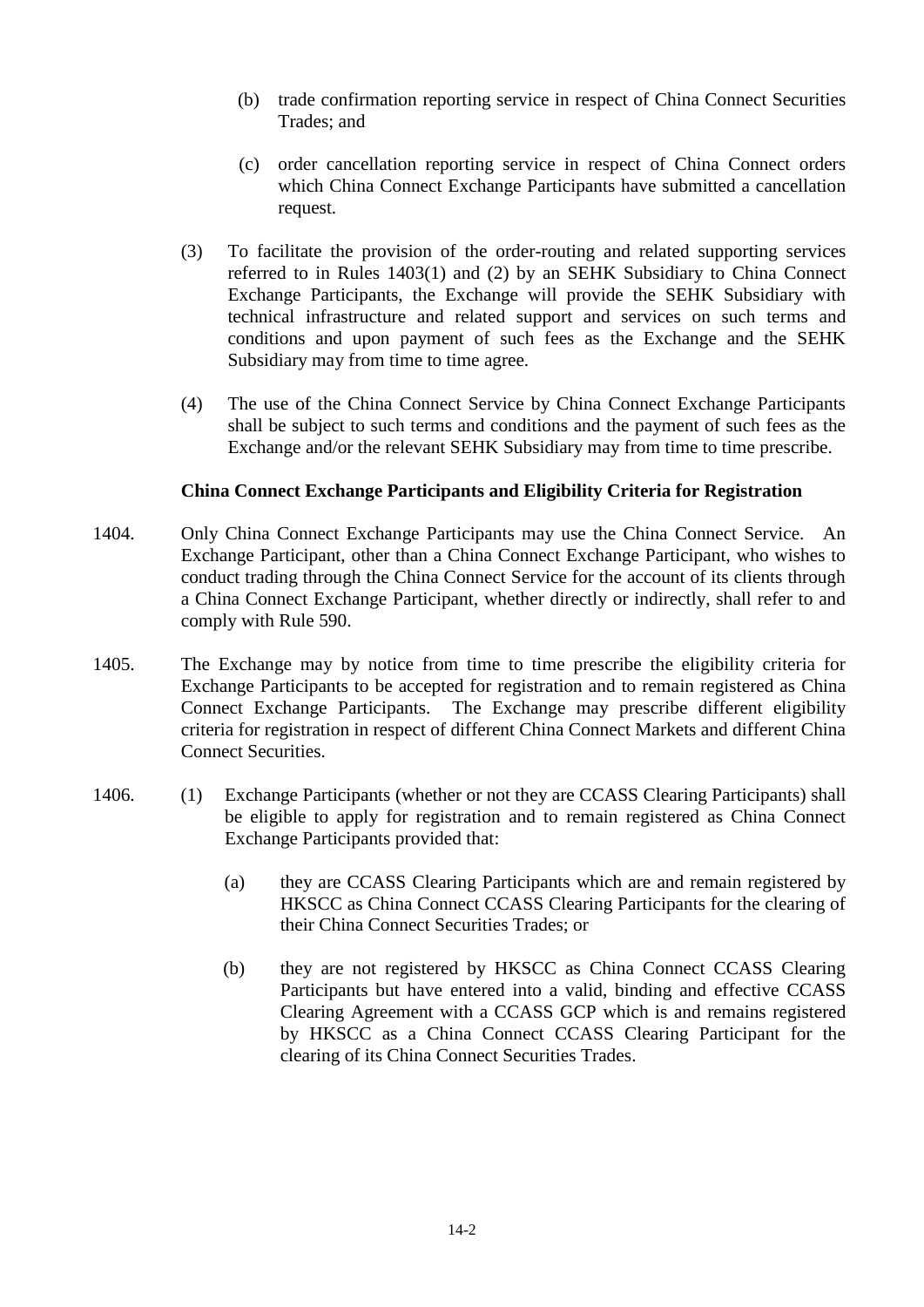(b) trade confirmation reporting service in respect of China Connect Securities Trades; and

(c) order cancellation reporting service in respect of China Connect orders which China Connect Exchange Participants have submitted a cancellation request.

(3) To facilitate the provision of the order-routing and related supporting services referred to in Rules 1403(1) and (2) by an SEHK Subsidiary to China Connect Exchange Participants, the Exchange will provide the SEHK Subsidiary with technical infrastructure and related support and services on such terms and conditions and upon payment of such fees as the Exchange and the SEHK Subsidiary may from time to time agree.

(4) The use of the China Connect Service by China Connect Exchange Participants shall be subject to such terms and conditions and the payment of such fees as the Exchange and/or the relevant SEHK Subsidiary may from time to time prescribe.

**China Connect Exchange Participants and Eligibility Criteria for Registration**

1404. Only China Connect Exchange Participants may use the China Connect Service. An Exchange Participant, other than a China Connect Exchange Participant, who wishes to conduct trading through the China Connect Service for the account of its clients through a China Connect Exchange Participant, whether directly or indirectly, shall refer to and comply with Rule 590.

1405. The Exchange may by notice from time to time prescribe the eligibility criteria for Exchange Participants to be accepted for registration and to remain registered as China Connect Exchange Participants. The Exchange may prescribe different eligibility criteria for registration in respect of different China Connect Markets and different China Connect Securities.

1406. (1) Exchange Participants (whether or not they are CCASS Clearing Participants) shall be eligible to apply for registration and to remain registered as China Connect Exchange Participants provided that:

(a) they are CCASS Clearing Participants which are and remain registered by HKSCC as China Connect CCASS Clearing Participants for the clearing of their China Connect Securities Trades; or

(b) they are not registered by HKSCC as China Connect CCASS Clearing Participants but have entered into a valid, binding and effective CCASS Clearing Agreement with a CCASS GCP which is and remains registered by HKSCC as a China Connect CCASS Clearing Participant for the clearing of its China Connect Securities Trades.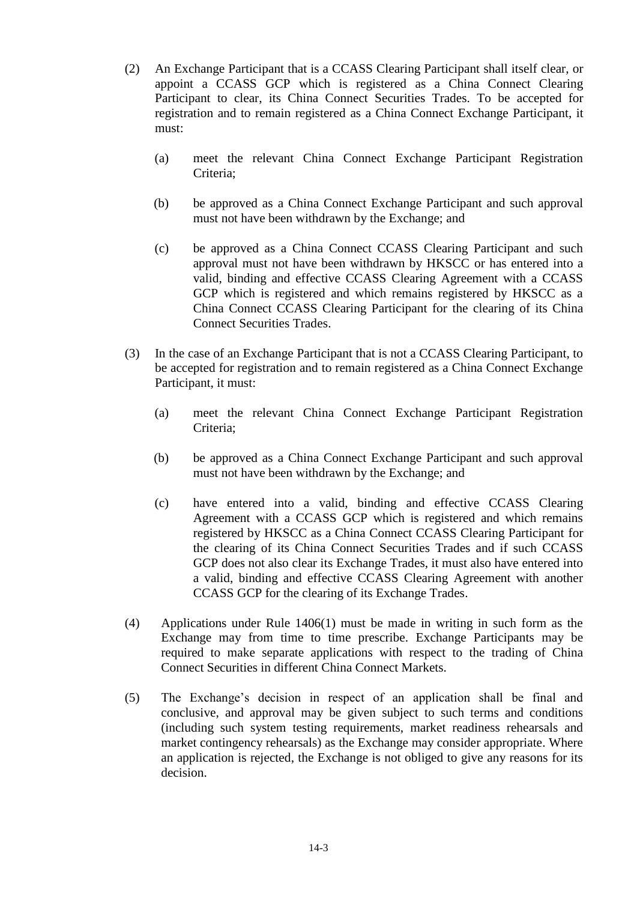(2) An Exchange Participant that is a CCASS Clearing Participant shall itself clear, or appoint a CCASS GCP which is registered as a China Connect Clearing Participant to clear, its China Connect Securities Trades. To be accepted for registration and to remain registered as a China Connect Exchange Participant, it must:

   (a) meet the relevant China Connect Exchange Participant Registration Criteria;

   (b) be approved as a China Connect Exchange Participant and such approval must not have been withdrawn by the Exchange; and

   (c) be approved as a China Connect CCASS Clearing Participant and such approval must not have been withdrawn by HKSCC or has entered into a valid, binding and effective CCASS Clearing Agreement with a CCASS GCP which is registered and which remains registered by HKSCC as a China Connect CCASS Clearing Participant for the clearing of its China Connect Securities Trades.

(3) In the case of an Exchange Participant that is not a CCASS Clearing Participant, to be accepted for registration and to remain registered as a China Connect Exchange Participant, it must:

   (a) meet the relevant China Connect Exchange Participant Registration Criteria;

   (b) be approved as a China Connect Exchange Participant and such approval must not have been withdrawn by the Exchange; and

   (c) have entered into a valid, binding and effective CCASS Clearing Agreement with a CCASS GCP which is registered and which remains registered by HKSCC as a China Connect CCASS Clearing Participant for the clearing of its China Connect Securities Trades and if such CCASS GCP does not also clear its Exchange Trades, it must also have entered into a valid, binding and effective CCASS Clearing Agreement with another CCASS GCP for the clearing of its Exchange Trades.

(4) Applications under Rule 1406(1) must be made in writing in such form as the Exchange may from time to time prescribe. Exchange Participants may be required to make separate applications with respect to the trading of China Connect Securities in different China Connect Markets.

(5) The Exchange's decision in respect of an application shall be final and conclusive, and approval may be given subject to such terms and conditions (including such system testing requirements, market readiness rehearsals and market contingency rehearsals) as the Exchange may consider appropriate. Where an application is rejected, the Exchange is not obliged to give any reasons for its decision.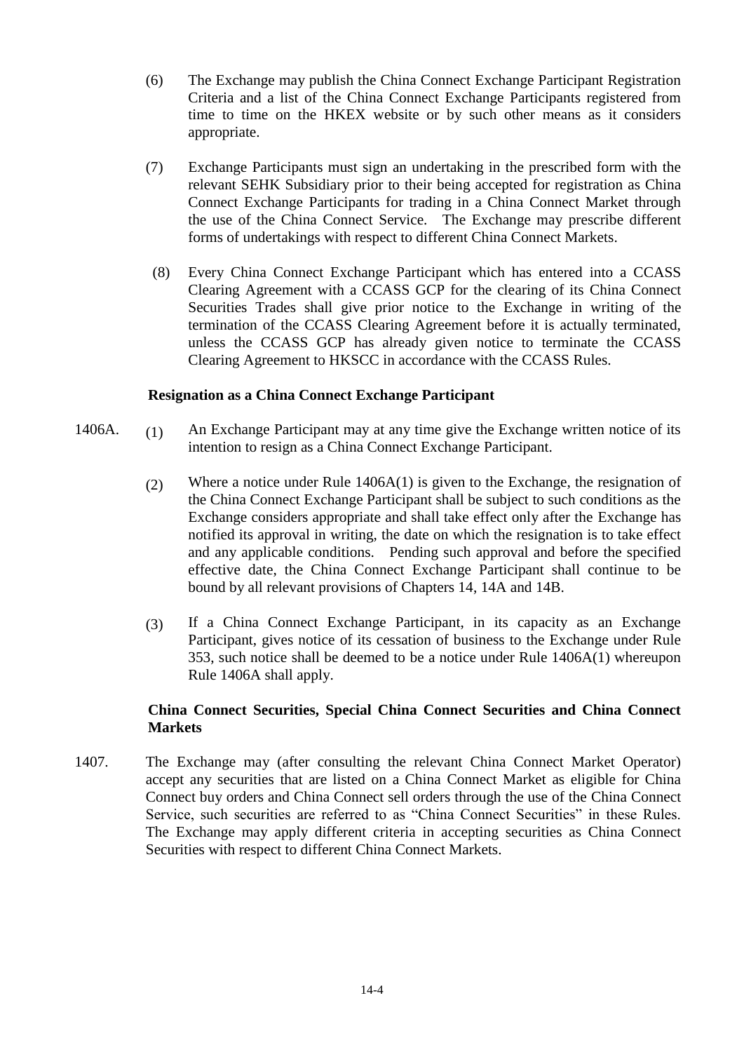(6) The Exchange may publish the China Connect Exchange Participant Registration Criteria and a list of the China Connect Exchange Participants registered from time to time on the HKEX website or by such other means as it considers appropriate.

(7) Exchange Participants must sign an undertaking in the prescribed form with the relevant SEHK Subsidiary prior to their being accepted for registration as China Connect Exchange Participants for trading in a China Connect Market through the use of the China Connect Service. The Exchange may prescribe different forms of undertakings with respect to different China Connect Markets.

(8) Every China Connect Exchange Participant which has entered into a CCASS Clearing Agreement with a CCASS GCP for the clearing of its China Connect Securities Trades shall give prior notice to the Exchange in writing of the termination of the CCASS Clearing Agreement before it is actually terminated, unless the CCASS GCP has already given notice to terminate the CCASS Clearing Agreement to HKSCC in accordance with the CCASS Rules.

**Resignation as a China Connect Exchange Participant**

1406A. (1) An Exchange Participant may at any time give the Exchange written notice of its intention to resign as a China Connect Exchange Participant.

(2) Where a notice under Rule 1406A(1) is given to the Exchange, the resignation of the China Connect Exchange Participant shall be subject to such conditions as the Exchange considers appropriate and shall take effect only after the Exchange has notified its approval in writing, the date on which the resignation is to take effect and any applicable conditions. Pending such approval and before the specified effective date, the China Connect Exchange Participant shall continue to be bound by all relevant provisions of Chapters 14, 14A and 14B.

(3) If a China Connect Exchange Participant, in its capacity as an Exchange Participant, gives notice of its cessation of business to the Exchange under Rule 353, such notice shall be deemed to be a notice under Rule 1406A(1) whereupon Rule 1406A shall apply.

**China Connect Securities, Special China Connect Securities and China Connect Markets**

1407. The Exchange may (after consulting the relevant China Connect Market Operator) accept any securities that are listed on a China Connect Market as eligible for China Connect buy orders and China Connect sell orders through the use of the China Connect Service, such securities are referred to as "China Connect Securities" in these Rules. The Exchange may apply different criteria in accepting securities as China Connect Securities with respect to different China Connect Markets.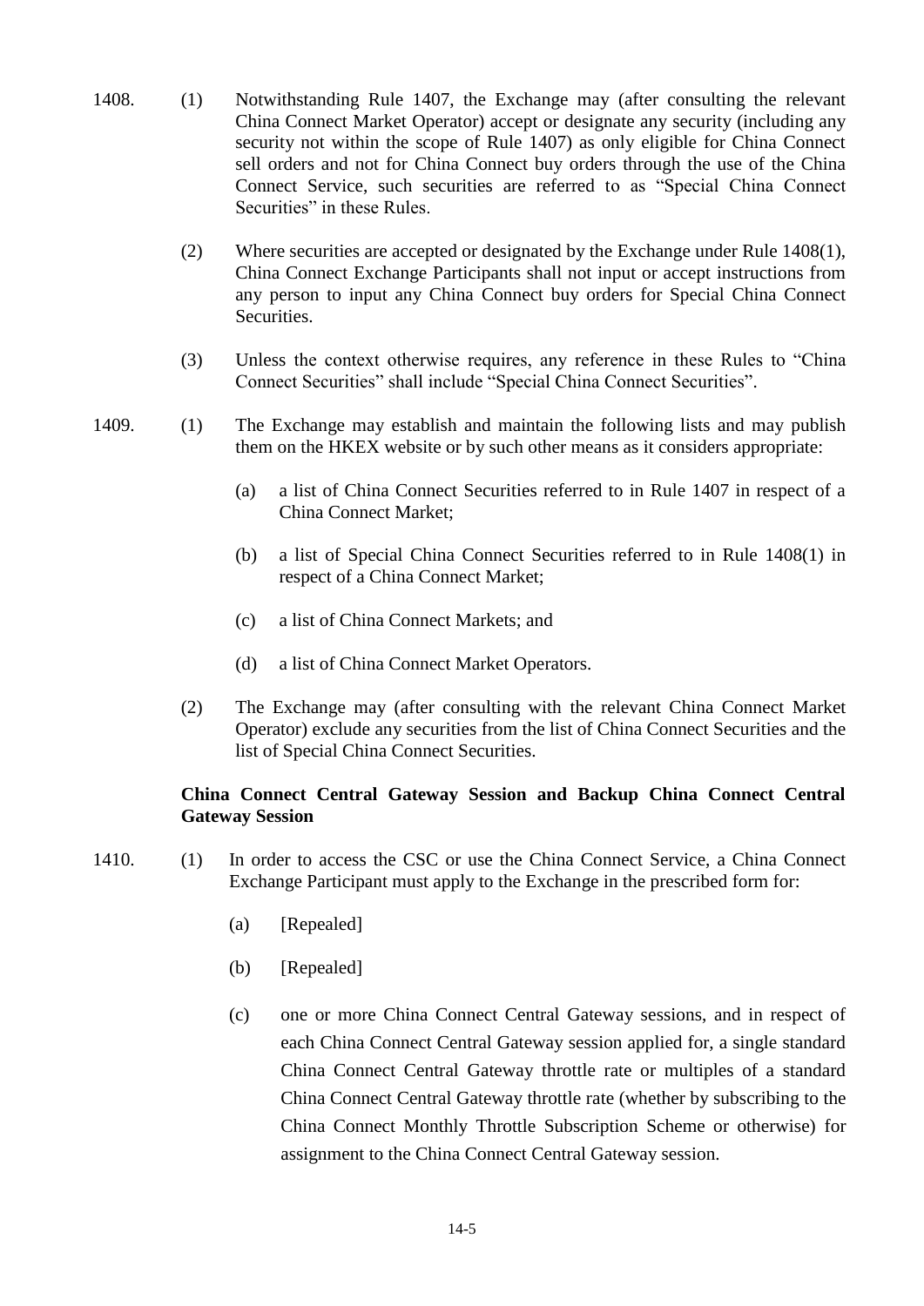1408. (1) Notwithstanding Rule 1407, the Exchange may (after consulting the relevant China Connect Market Operator) accept or designate any security (including any security not within the scope of Rule 1407) as only eligible for China Connect sell orders and not for China Connect buy orders through the use of the China Connect Service, such securities are referred to as "Special China Connect Securities" in these Rules.

(2) Where securities are accepted or designated by the Exchange under Rule 1408(1), China Connect Exchange Participants shall not input or accept instructions from any person to input any China Connect buy orders for Special China Connect Securities.

(3) Unless the context otherwise requires, any reference in these Rules to "China Connect Securities" shall include "Special China Connect Securities".

1409. (1) The Exchange may establish and maintain the following lists and may publish them on the HKEX website or by such other means as it considers appropriate:

(a) a list of China Connect Securities referred to in Rule 1407 in respect of a China Connect Market;

(b) a list of Special China Connect Securities referred to in Rule 1408(1) in respect of a China Connect Market;

(c) a list of China Connect Markets; and

(d) a list of China Connect Market Operators.

(2) The Exchange may (after consulting with the relevant China Connect Market Operator) exclude any securities from the list of China Connect Securities and the list of Special China Connect Securities.

**China Connect Central Gateway Session and Backup China Connect Central Gateway Session**

1410. (1) In order to access the CSC or use the China Connect Service, a China Connect Exchange Participant must apply to the Exchange in the prescribed form for:

(a) [Repealed]

(b) [Repealed]

(c) one or more China Connect Central Gateway sessions, and in respect of each China Connect Central Gateway session applied for, a single standard China Connect Central Gateway throttle rate or multiples of a standard China Connect Central Gateway throttle rate (whether by subscribing to the China Connect Monthly Throttle Subscription Scheme or otherwise) for assignment to the China Connect Central Gateway session.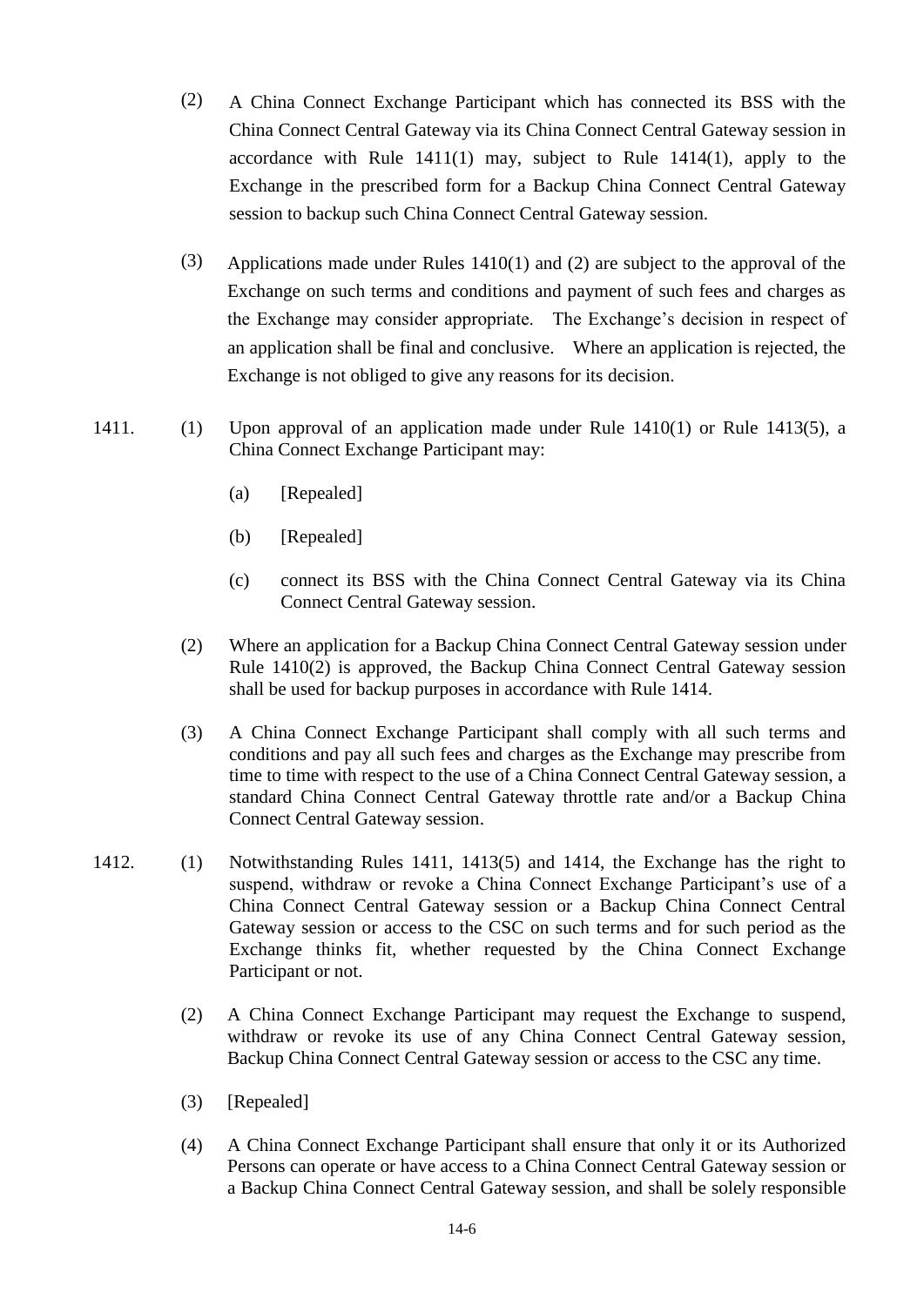(2) A China Connect Exchange Participant which has connected its BSS with the China Connect Central Gateway via its China Connect Central Gateway session in accordance with Rule 1411(1) may, subject to Rule 1414(1), apply to the Exchange in the prescribed form for a Backup China Connect Central Gateway session to backup such China Connect Central Gateway session.

(3) Applications made under Rules 1410(1) and (2) are subject to the approval of the Exchange on such terms and conditions and payment of such fees and charges as the Exchange may consider appropriate. The Exchange's decision in respect of an application shall be final and conclusive. Where an application is rejected, the Exchange is not obliged to give any reasons for its decision.

1411. (1) Upon approval of an application made under Rule 1410(1) or Rule 1413(5), a China Connect Exchange Participant may:

(a) [Repealed]

(b) [Repealed]

(c) connect its BSS with the China Connect Central Gateway via its China Connect Central Gateway session.

(2) Where an application for a Backup China Connect Central Gateway session under Rule 1410(2) is approved, the Backup China Connect Central Gateway session shall be used for backup purposes in accordance with Rule 1414.

(3) A China Connect Exchange Participant shall comply with all such terms and conditions and pay all such fees and charges as the Exchange may prescribe from time to time with respect to the use of a China Connect Central Gateway session, a standard China Connect Central Gateway throttle rate and/or a Backup China Connect Central Gateway session.

1412. (1) Notwithstanding Rules 1411, 1413(5) and 1414, the Exchange has the right to suspend, withdraw or revoke a China Connect Exchange Participant's use of a China Connect Central Gateway session or a Backup China Connect Central Gateway session or access to the CSC on such terms and for such period as the Exchange thinks fit, whether requested by the China Connect Exchange Participant or not.

(2) A China Connect Exchange Participant may request the Exchange to suspend, withdraw or revoke its use of any China Connect Central Gateway session, Backup China Connect Central Gateway session or access to the CSC any time.

(3) [Repealed]

(4) A China Connect Exchange Participant shall ensure that only it or its Authorized Persons can operate or have access to a China Connect Central Gateway session or a Backup China Connect Central Gateway session, and shall be solely responsible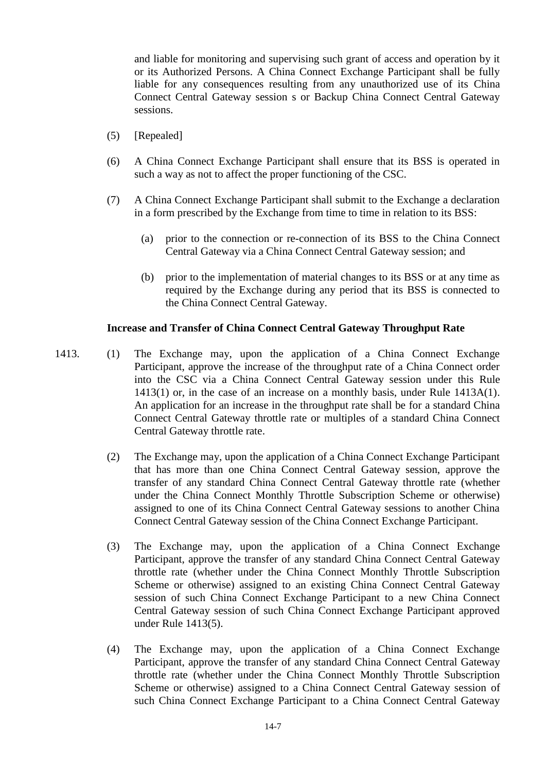and liable for monitoring and supervising such grant of access and operation by it or its Authorized Persons. A China Connect Exchange Participant shall be fully liable for any consequences resulting from any unauthorized use of its China Connect Central Gateway session s or Backup China Connect Central Gateway sessions.

(5) [Repealed]

(6) A China Connect Exchange Participant shall ensure that its BSS is operated in such a way as not to affect the proper functioning of the CSC.

(7) A China Connect Exchange Participant shall submit to the Exchange a declaration in a form prescribed by the Exchange from time to time in relation to its BSS:

(a) prior to the connection or re-connection of its BSS to the China Connect Central Gateway via a China Connect Central Gateway session; and

(b) prior to the implementation of material changes to its BSS or at any time as required by the Exchange during any period that its BSS is connected to the China Connect Central Gateway.

**Increase and Transfer of China Connect Central Gateway Throughput Rate**

1413. (1) The Exchange may, upon the application of a China Connect Exchange Participant, approve the increase of the throughput rate of a China Connect order into the CSC via a China Connect Central Gateway session under this Rule 1413(1) or, in the case of an increase on a monthly basis, under Rule 1413A(1). An application for an increase in the throughput rate shall be for a standard China Connect Central Gateway throttle rate or multiples of a standard China Connect Central Gateway throttle rate.

(2) The Exchange may, upon the application of a China Connect Exchange Participant that has more than one China Connect Central Gateway session, approve the transfer of any standard China Connect Central Gateway throttle rate (whether under the China Connect Monthly Throttle Subscription Scheme or otherwise) assigned to one of its China Connect Central Gateway sessions to another China Connect Central Gateway session of the China Connect Exchange Participant.

(3) The Exchange may, upon the application of a China Connect Exchange Participant, approve the transfer of any standard China Connect Central Gateway throttle rate (whether under the China Connect Monthly Throttle Subscription Scheme or otherwise) assigned to an existing China Connect Central Gateway session of such China Connect Exchange Participant to a new China Connect Central Gateway session of such China Connect Exchange Participant approved under Rule 1413(5).

(4) The Exchange may, upon the application of a China Connect Exchange Participant, approve the transfer of any standard China Connect Central Gateway throttle rate (whether under the China Connect Monthly Throttle Subscription Scheme or otherwise) assigned to a China Connect Central Gateway session of such China Connect Exchange Participant to a China Connect Central Gateway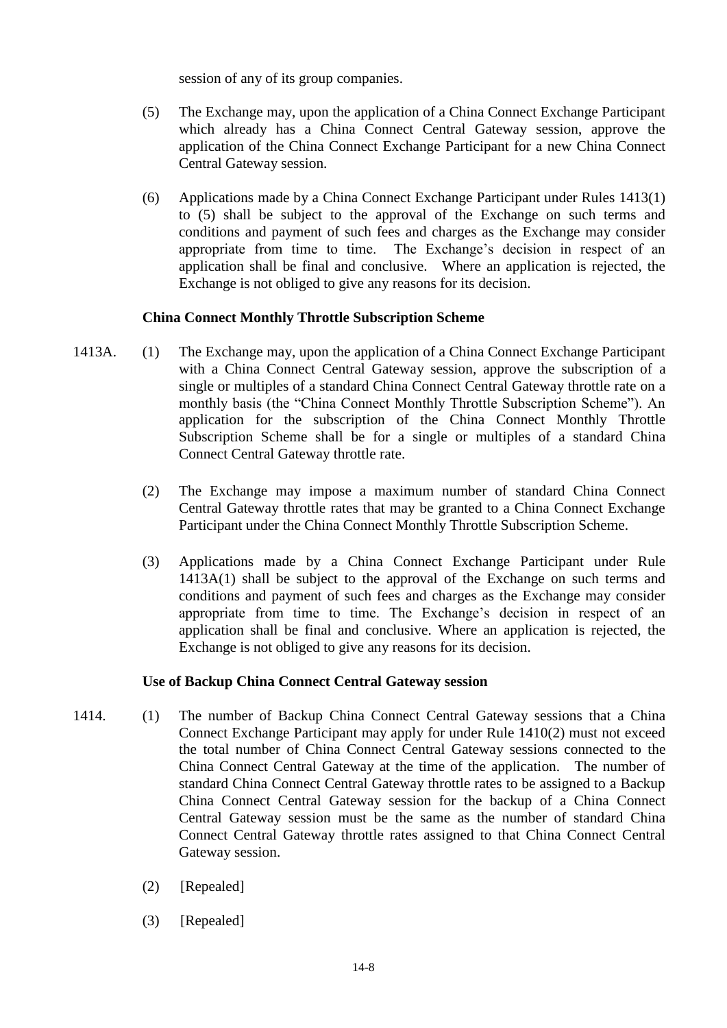session of any of its group companies.

(5) The Exchange may, upon the application of a China Connect Exchange Participant which already has a China Connect Central Gateway session, approve the application of the China Connect Exchange Participant for a new China Connect Central Gateway session.

(6) Applications made by a China Connect Exchange Participant under Rules 1413(1) to (5) shall be subject to the approval of the Exchange on such terms and conditions and payment of such fees and charges as the Exchange may consider appropriate from time to time. The Exchange's decision in respect of an application shall be final and conclusive. Where an application is rejected, the Exchange is not obliged to give any reasons for its decision.

**China Connect Monthly Throttle Subscription Scheme**

1413A. (1) The Exchange may, upon the application of a China Connect Exchange Participant with a China Connect Central Gateway session, approve the subscription of a single or multiples of a standard China Connect Central Gateway throttle rate on a monthly basis (the "China Connect Monthly Throttle Subscription Scheme"). An application for the subscription of the China Connect Monthly Throttle Subscription Scheme shall be for a single or multiples of a standard China Connect Central Gateway throttle rate.

(2) The Exchange may impose a maximum number of standard China Connect Central Gateway throttle rates that may be granted to a China Connect Exchange Participant under the China Connect Monthly Throttle Subscription Scheme.

(3) Applications made by a China Connect Exchange Participant under Rule 1413A(1) shall be subject to the approval of the Exchange on such terms and conditions and payment of such fees and charges as the Exchange may consider appropriate from time to time. The Exchange's decision in respect of an application shall be final and conclusive. Where an application is rejected, the Exchange is not obliged to give any reasons for its decision.

**Use of Backup China Connect Central Gateway session**

1414. (1) The number of Backup China Connect Central Gateway sessions that a China Connect Exchange Participant may apply for under Rule 1410(2) must not exceed the total number of China Connect Central Gateway sessions connected to the China Connect Central Gateway at the time of the application. The number of standard China Connect Central Gateway throttle rates to be assigned to a Backup China Connect Central Gateway session for the backup of a China Connect Central Gateway session must be the same as the number of standard China Connect Central Gateway throttle rates assigned to that China Connect Central Gateway session.

(2) [Repealed]

(3) [Repealed]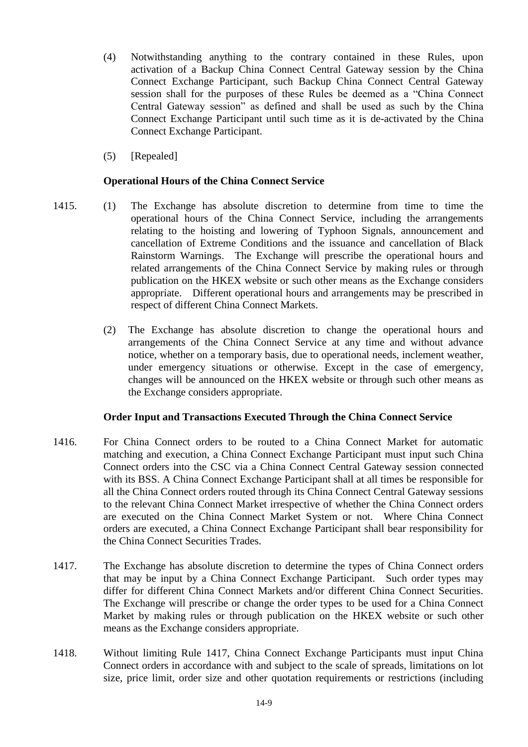(4) Notwithstanding anything to the contrary contained in these Rules, upon activation of a Backup China Connect Central Gateway session by the China Connect Exchange Participant, such Backup China Connect Central Gateway session shall for the purposes of these Rules be deemed as a "China Connect Central Gateway session" as defined and shall be used as such by the China Connect Exchange Participant until such time as it is de-activated by the China Connect Exchange Participant.

(5) [Repealed]

**Operational Hours of the China Connect Service**

1415. (1) The Exchange has absolute discretion to determine from time to time the operational hours of the China Connect Service, including the arrangements relating to the hoisting and lowering of Typhoon Signals, announcement and cancellation of Extreme Conditions and the issuance and cancellation of Black Rainstorm Warnings. The Exchange will prescribe the operational hours and related arrangements of the China Connect Service by making rules or through publication on the HKEX website or such other means as the Exchange considers appropriate. Different operational hours and arrangements may be prescribed in respect of different China Connect Markets.

(2) The Exchange has absolute discretion to change the operational hours and arrangements of the China Connect Service at any time and without advance notice, whether on a temporary basis, due to operational needs, inclement weather, under emergency situations or otherwise. Except in the case of emergency, changes will be announced on the HKEX website or through such other means as the Exchange considers appropriate.

**Order Input and Transactions Executed Through the China Connect Service**

1416. For China Connect orders to be routed to a China Connect Market for automatic matching and execution, a China Connect Exchange Participant must input such China Connect orders into the CSC via a China Connect Central Gateway session connected with its BSS. A China Connect Exchange Participant shall at all times be responsible for all the China Connect orders routed through its China Connect Central Gateway sessions to the relevant China Connect Market irrespective of whether the China Connect orders are executed on the China Connect Market System or not. Where China Connect orders are executed, a China Connect Exchange Participant shall bear responsibility for the China Connect Securities Trades.

1417. The Exchange has absolute discretion to determine the types of China Connect orders that may be input by a China Connect Exchange Participant. Such order types may differ for different China Connect Markets and/or different China Connect Securities. The Exchange will prescribe or change the order types to be used for a China Connect Market by making rules or through publication on the HKEX website or such other means as the Exchange considers appropriate.

1418. Without limiting Rule 1417, China Connect Exchange Participants must input China Connect orders in accordance with and subject to the scale of spreads, limitations on lot size, price limit, order size and other quotation requirements or restrictions (including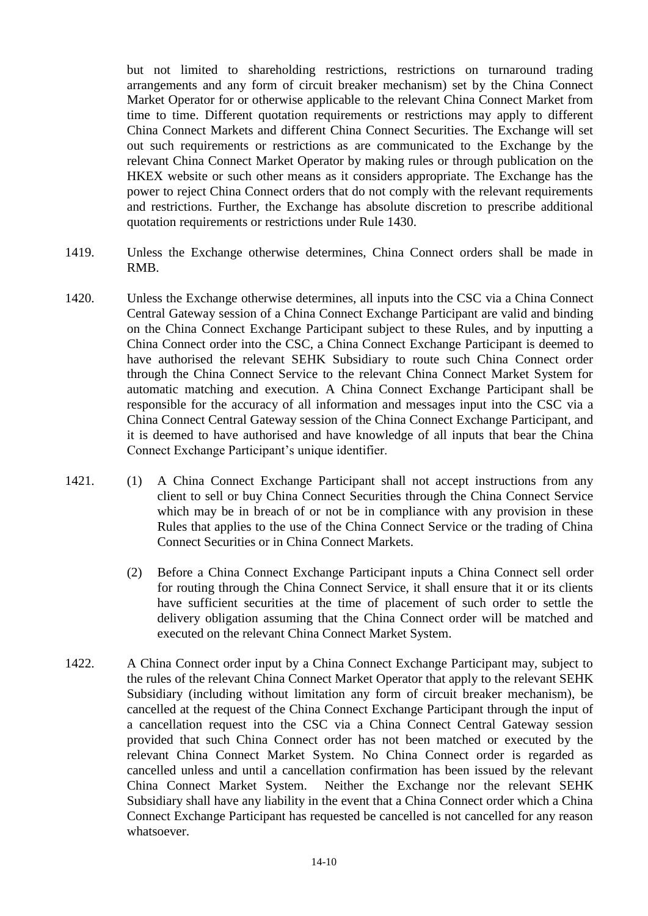but not limited to shareholding restrictions, restrictions on turnaround trading arrangements and any form of circuit breaker mechanism) set by the China Connect Market Operator for or otherwise applicable to the relevant China Connect Market from time to time. Different quotation requirements or restrictions may apply to different China Connect Markets and different China Connect Securities. The Exchange will set out such requirements or restrictions as are communicated to the Exchange by the relevant China Connect Market Operator by making rules or through publication on the HKEX website or such other means as it considers appropriate. The Exchange has the power to reject China Connect orders that do not comply with the relevant requirements and restrictions. Further, the Exchange has absolute discretion to prescribe additional quotation requirements or restrictions under Rule 1430.

1419. Unless the Exchange otherwise determines, China Connect orders shall be made in RMB.

1420. Unless the Exchange otherwise determines, all inputs into the CSC via a China Connect Central Gateway session of a China Connect Exchange Participant are valid and binding on the China Connect Exchange Participant subject to these Rules, and by inputting a China Connect order into the CSC, a China Connect Exchange Participant is deemed to have authorised the relevant SEHK Subsidiary to route such China Connect order through the China Connect Service to the relevant China Connect Market System for automatic matching and execution. A China Connect Exchange Participant shall be responsible for the accuracy of all information and messages input into the CSC via a China Connect Central Gateway session of the China Connect Exchange Participant, and it is deemed to have authorised and have knowledge of all inputs that bear the China Connect Exchange Participant's unique identifier.

1421. (1) A China Connect Exchange Participant shall not accept instructions from any client to sell or buy China Connect Securities through the China Connect Service which may be in breach of or not be in compliance with any provision in these Rules that applies to the use of the China Connect Service or the trading of China Connect Securities or in China Connect Markets.

(2) Before a China Connect Exchange Participant inputs a China Connect sell order for routing through the China Connect Service, it shall ensure that it or its clients have sufficient securities at the time of placement of such order to settle the delivery obligation assuming that the China Connect order will be matched and executed on the relevant China Connect Market System.

1422. A China Connect order input by a China Connect Exchange Participant may, subject to the rules of the relevant China Connect Market Operator that apply to the relevant SEHK Subsidiary (including without limitation any form of circuit breaker mechanism), be cancelled at the request of the China Connect Exchange Participant through the input of a cancellation request into the CSC via a China Connect Central Gateway session provided that such China Connect order has not been matched or executed by the relevant China Connect Market System. No China Connect order is regarded as cancelled unless and until a cancellation confirmation has been issued by the relevant China Connect Market System. Neither the Exchange nor the relevant SEHK Subsidiary shall have any liability in the event that a China Connect order which a China Connect Exchange Participant has requested be cancelled is not cancelled for any reason whatsoever.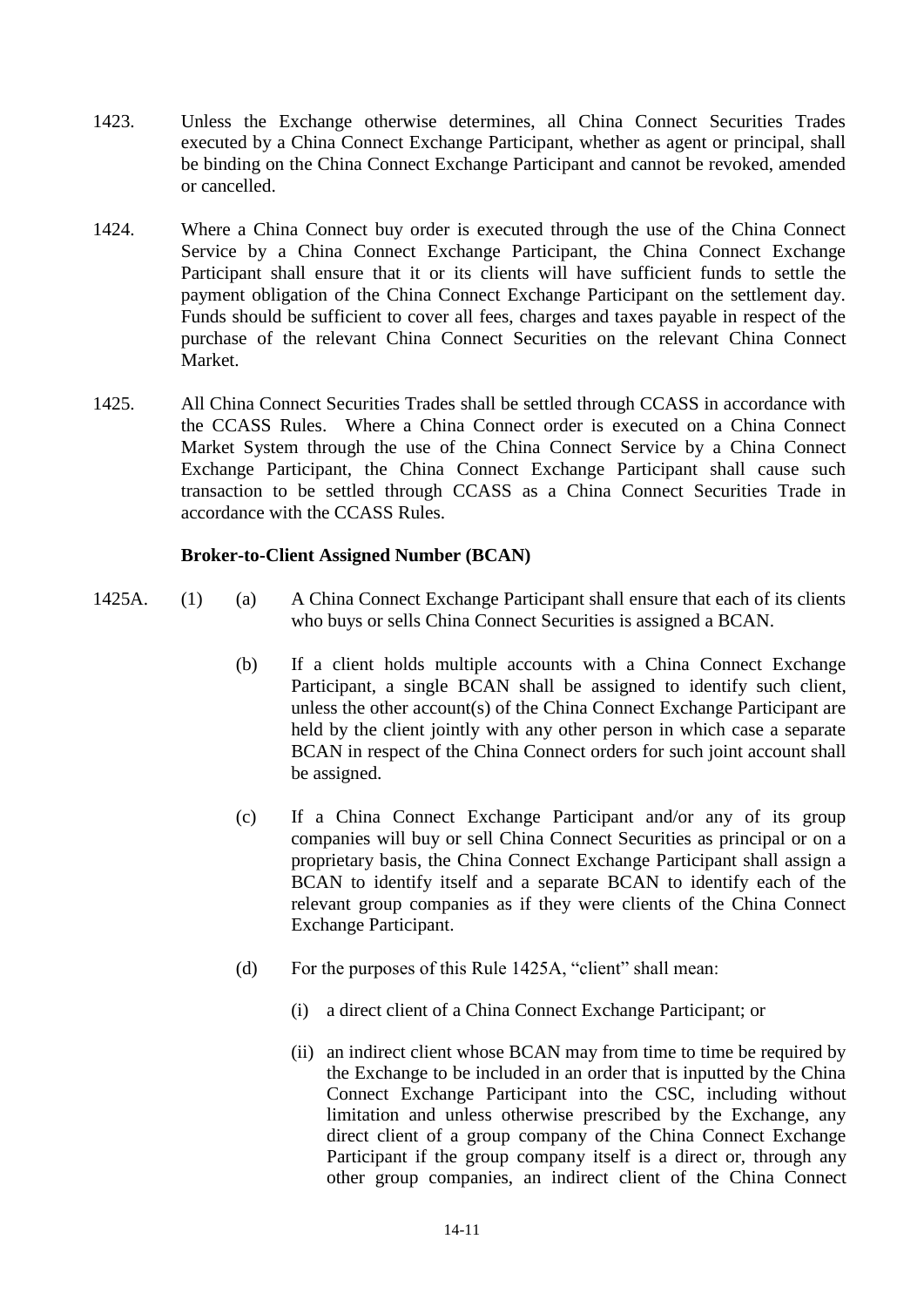1423. Unless the Exchange otherwise determines, all China Connect Securities Trades executed by a China Connect Exchange Participant, whether as agent or principal, shall be binding on the China Connect Exchange Participant and cannot be revoked, amended or cancelled.

1424. Where a China Connect buy order is executed through the use of the China Connect Service by a China Connect Exchange Participant, the China Connect Exchange Participant shall ensure that it or its clients will have sufficient funds to settle the payment obligation of the China Connect Exchange Participant on the settlement day. Funds should be sufficient to cover all fees, charges and taxes payable in respect of the purchase of the relevant China Connect Securities on the relevant China Connect Market.

1425. All China Connect Securities Trades shall be settled through CCASS in accordance with the CCASS Rules. Where a China Connect order is executed on a China Connect Market System through the use of the China Connect Service by a China Connect Exchange Participant, the China Connect Exchange Participant shall cause such transaction to be settled through CCASS as a China Connect Securities Trade in accordance with the CCASS Rules.

**Broker-to-Client Assigned Number (BCAN)**

1425A. (1) (a) A China Connect Exchange Participant shall ensure that each of its clients who buys or sells China Connect Securities is assigned a BCAN.

(b) If a client holds multiple accounts with a China Connect Exchange Participant, a single BCAN shall be assigned to identify such client, unless the other account(s) of the China Connect Exchange Participant are held by the client jointly with any other person in which case a separate BCAN in respect of the China Connect orders for such joint account shall be assigned.

(c) If a China Connect Exchange Participant and/or any of its group companies will buy or sell China Connect Securities as principal or on a proprietary basis, the China Connect Exchange Participant shall assign a BCAN to identify itself and a separate BCAN to identify each of the relevant group companies as if they were clients of the China Connect Exchange Participant.

(d) For the purposes of this Rule 1425A, "client" shall mean:

(i) a direct client of a China Connect Exchange Participant; or

(ii) an indirect client whose BCAN may from time to time be required by the Exchange to be included in an order that is inputted by the China Connect Exchange Participant into the CSC, including without limitation and unless otherwise prescribed by the Exchange, any direct client of a group company of the China Connect Exchange Participant if the group company itself is a direct or, through any other group companies, an indirect client of the China Connect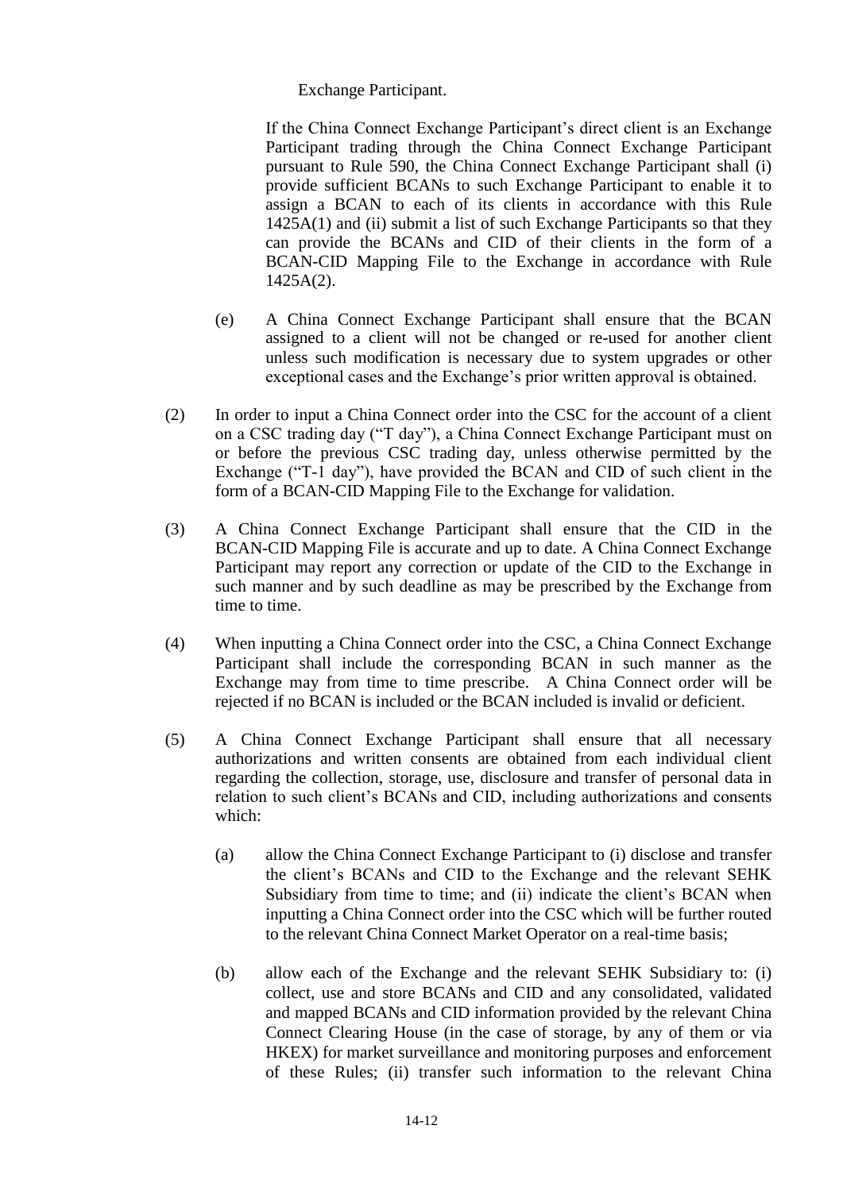Exchange Participant.

If the China Connect Exchange Participant's direct client is an Exchange Participant trading through the China Connect Exchange Participant pursuant to Rule 590, the China Connect Exchange Participant shall (i) provide sufficient BCANs to such Exchange Participant to enable it to assign a BCAN to each of its clients in accordance with this Rule 1425A(1) and (ii) submit a list of such Exchange Participants so that they can provide the BCANs and CID of their clients in the form of a BCAN-CID Mapping File to the Exchange in accordance with Rule 1425A(2).

(e) A China Connect Exchange Participant shall ensure that the BCAN assigned to a client will not be changed or re-used for another client unless such modification is necessary due to system upgrades or other exceptional cases and the Exchange's prior written approval is obtained.

(2) In order to input a China Connect order into the CSC for the account of a client on a CSC trading day ("T day"), a China Connect Exchange Participant must on or before the previous CSC trading day, unless otherwise permitted by the Exchange ("T-1 day"), have provided the BCAN and CID of such client in the form of a BCAN-CID Mapping File to the Exchange for validation.

(3) A China Connect Exchange Participant shall ensure that the CID in the BCAN-CID Mapping File is accurate and up to date. A China Connect Exchange Participant may report any correction or update of the CID to the Exchange in such manner and by such deadline as may be prescribed by the Exchange from time to time.

(4) When inputting a China Connect order into the CSC, a China Connect Exchange Participant shall include the corresponding BCAN in such manner as the Exchange may from time to time prescribe. A China Connect order will be rejected if no BCAN is included or the BCAN included is invalid or deficient.

(5) A China Connect Exchange Participant shall ensure that all necessary authorizations and written consents are obtained from each individual client regarding the collection, storage, use, disclosure and transfer of personal data in relation to such client's BCANs and CID, including authorizations and consents which:

(a) allow the China Connect Exchange Participant to (i) disclose and transfer the client's BCANs and CID to the Exchange and the relevant SEHK Subsidiary from time to time; and (ii) indicate the client's BCAN when inputting a China Connect order into the CSC which will be further routed to the relevant China Connect Market Operator on a real-time basis;

(b) allow each of the Exchange and the relevant SEHK Subsidiary to: (i) collect, use and store BCANs and CID and any consolidated, validated and mapped BCANs and CID information provided by the relevant China Connect Clearing House (in the case of storage, by any of them or via HKEX) for market surveillance and monitoring purposes and enforcement of these Rules; (ii) transfer such information to the relevant China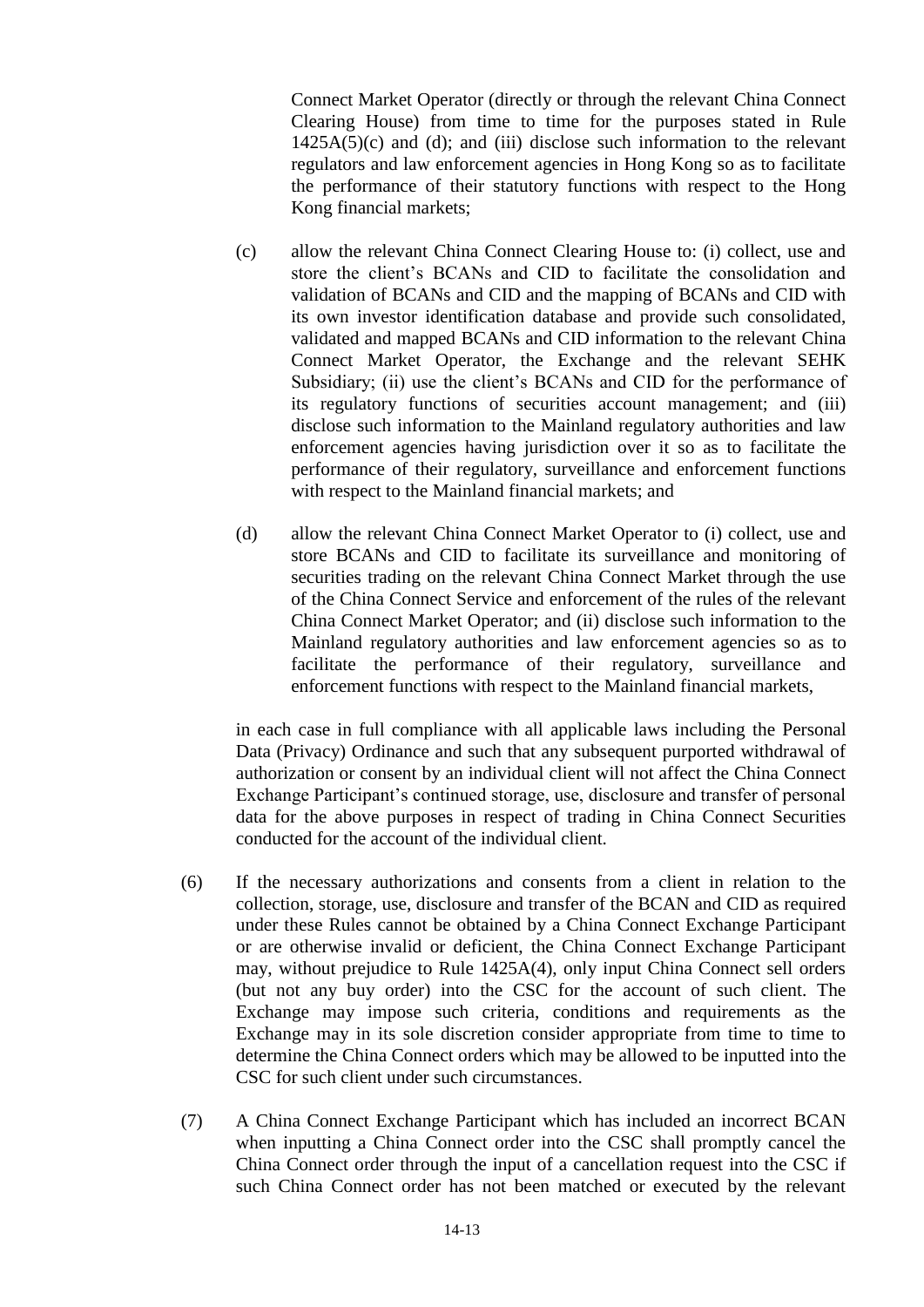Connect Market Operator (directly or through the relevant China Connect Clearing House) from time to time for the purposes stated in Rule 1425A(5)(c) and (d); and (iii) disclose such information to the relevant regulators and law enforcement agencies in Hong Kong so as to facilitate the performance of their statutory functions with respect to the Hong Kong financial markets;

(c) allow the relevant China Connect Clearing House to: (i) collect, use and store the client's BCANs and CID to facilitate the consolidation and validation of BCANs and CID and the mapping of BCANs and CID with its own investor identification database and provide such consolidated, validated and mapped BCANs and CID information to the relevant China Connect Market Operator, the Exchange and the relevant SEHK Subsidiary; (ii) use the client's BCANs and CID for the performance of its regulatory functions of securities account management; and (iii) disclose such information to the Mainland regulatory authorities and law enforcement agencies having jurisdiction over it so as to facilitate the performance of their regulatory, surveillance and enforcement functions with respect to the Mainland financial markets; and

(d) allow the relevant China Connect Market Operator to (i) collect, use and store BCANs and CID to facilitate its surveillance and monitoring of securities trading on the relevant China Connect Market through the use of the China Connect Service and enforcement of the rules of the relevant China Connect Market Operator; and (ii) disclose such information to the Mainland regulatory authorities and law enforcement agencies so as to facilitate the performance of their regulatory, surveillance and enforcement functions with respect to the Mainland financial markets,

in each case in full compliance with all applicable laws including the Personal Data (Privacy) Ordinance and such that any subsequent purported withdrawal of authorization or consent by an individual client will not affect the China Connect Exchange Participant's continued storage, use, disclosure and transfer of personal data for the above purposes in respect of trading in China Connect Securities conducted for the account of the individual client.

(6) If the necessary authorizations and consents from a client in relation to the collection, storage, use, disclosure and transfer of the BCAN and CID as required under these Rules cannot be obtained by a China Connect Exchange Participant or are otherwise invalid or deficient, the China Connect Exchange Participant may, without prejudice to Rule 1425A(4), only input China Connect sell orders (but not any buy order) into the CSC for the account of such client. The Exchange may impose such criteria, conditions and requirements as the Exchange may in its sole discretion consider appropriate from time to time to determine the China Connect orders which may be allowed to be inputted into the CSC for such client under such circumstances.

(7) A China Connect Exchange Participant which has included an incorrect BCAN when inputting a China Connect order into the CSC shall promptly cancel the China Connect order through the input of a cancellation request into the CSC if such China Connect order has not been matched or executed by the relevant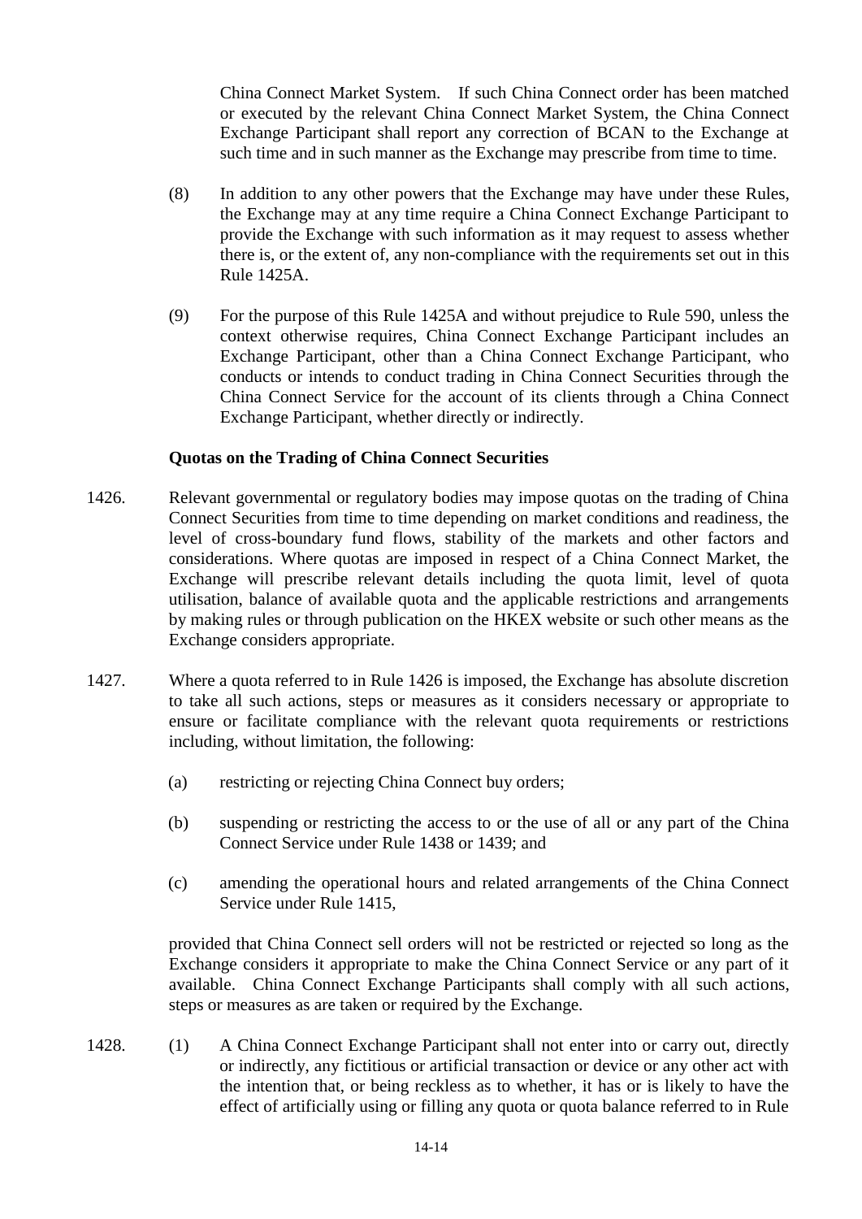China Connect Market System. If such China Connect order has been matched or executed by the relevant China Connect Market System, the China Connect Exchange Participant shall report any correction of BCAN to the Exchange at such time and in such manner as the Exchange may prescribe from time to time.

(8) In addition to any other powers that the Exchange may have under these Rules, the Exchange may at any time require a China Connect Exchange Participant to provide the Exchange with such information as it may request to assess whether there is, or the extent of, any non-compliance with the requirements set out in this Rule 1425A.

(9) For the purpose of this Rule 1425A and without prejudice to Rule 590, unless the context otherwise requires, China Connect Exchange Participant includes an Exchange Participant, other than a China Connect Exchange Participant, who conducts or intends to conduct trading in China Connect Securities through the China Connect Service for the account of its clients through a China Connect Exchange Participant, whether directly or indirectly.

**Quotas on the Trading of China Connect Securities**

1426. Relevant governmental or regulatory bodies may impose quotas on the trading of China Connect Securities from time to time depending on market conditions and readiness, the level of cross-boundary fund flows, stability of the markets and other factors and considerations. Where quotas are imposed in respect of a China Connect Market, the Exchange will prescribe relevant details including the quota limit, level of quota utilisation, balance of available quota and the applicable restrictions and arrangements by making rules or through publication on the HKEX website or such other means as the Exchange considers appropriate.

1427. Where a quota referred to in Rule 1426 is imposed, the Exchange has absolute discretion to take all such actions, steps or measures as it considers necessary or appropriate to ensure or facilitate compliance with the relevant quota requirements or restrictions including, without limitation, the following:

(a) restricting or rejecting China Connect buy orders;

(b) suspending or restricting the access to or the use of all or any part of the China Connect Service under Rule 1438 or 1439; and

(c) amending the operational hours and related arrangements of the China Connect Service under Rule 1415,

provided that China Connect sell orders will not be restricted or rejected so long as the Exchange considers it appropriate to make the China Connect Service or any part of it available. China Connect Exchange Participants shall comply with all such actions, steps or measures as are taken or required by the Exchange.

1428. (1) A China Connect Exchange Participant shall not enter into or carry out, directly or indirectly, any fictitious or artificial transaction or device or any other act with the intention that, or being reckless as to whether, it has or is likely to have the effect of artificially using or filling any quota or quota balance referred to in Rule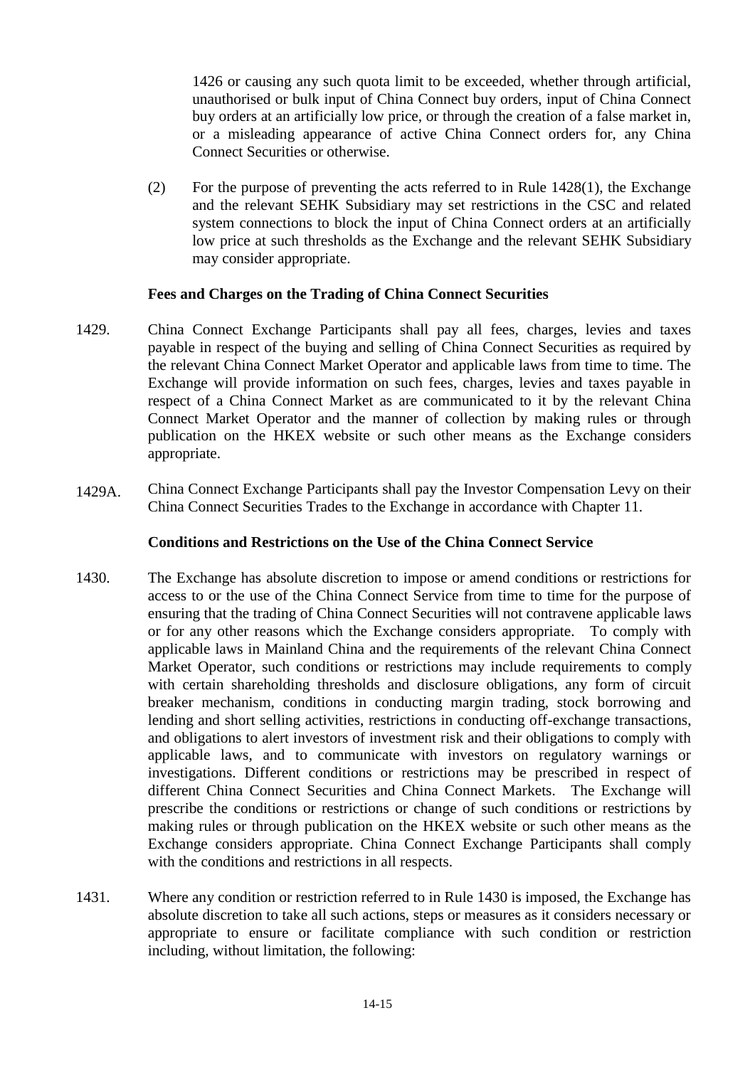1426 or causing any such quota limit to be exceeded, whether through artificial, unauthorised or bulk input of China Connect buy orders, input of China Connect buy orders at an artificially low price, or through the creation of a false market in, or a misleading appearance of active China Connect orders for, any China Connect Securities or otherwise.

(2) For the purpose of preventing the acts referred to in Rule 1428(1), the Exchange and the relevant SEHK Subsidiary may set restrictions in the CSC and related system connections to block the input of China Connect orders at an artificially low price at such thresholds as the Exchange and the relevant SEHK Subsidiary may consider appropriate.

**Fees and Charges on the Trading of China Connect Securities**

1429. China Connect Exchange Participants shall pay all fees, charges, levies and taxes payable in respect of the buying and selling of China Connect Securities as required by the relevant China Connect Market Operator and applicable laws from time to time. The Exchange will provide information on such fees, charges, levies and taxes payable in respect of a China Connect Market as are communicated to it by the relevant China Connect Market Operator and the manner of collection by making rules or through publication on the HKEX website or such other means as the Exchange considers appropriate.

1429A. China Connect Exchange Participants shall pay the Investor Compensation Levy on their China Connect Securities Trades to the Exchange in accordance with Chapter 11.

**Conditions and Restrictions on the Use of the China Connect Service**

1430. The Exchange has absolute discretion to impose or amend conditions or restrictions for access to or the use of the China Connect Service from time to time for the purpose of ensuring that the trading of China Connect Securities will not contravene applicable laws or for any other reasons which the Exchange considers appropriate. To comply with applicable laws in Mainland China and the requirements of the relevant China Connect Market Operator, such conditions or restrictions may include requirements to comply with certain shareholding thresholds and disclosure obligations, any form of circuit breaker mechanism, conditions in conducting margin trading, stock borrowing and lending and short selling activities, restrictions in conducting off-exchange transactions, and obligations to alert investors of investment risk and their obligations to comply with applicable laws, and to communicate with investors on regulatory warnings or investigations. Different conditions or restrictions may be prescribed in respect of different China Connect Securities and China Connect Markets. The Exchange will prescribe the conditions or restrictions or change of such conditions or restrictions by making rules or through publication on the HKEX website or such other means as the Exchange considers appropriate. China Connect Exchange Participants shall comply with the conditions and restrictions in all respects.

1431. Where any condition or restriction referred to in Rule 1430 is imposed, the Exchange has absolute discretion to take all such actions, steps or measures as it considers necessary or appropriate to ensure or facilitate compliance with such condition or restriction including, without limitation, the following: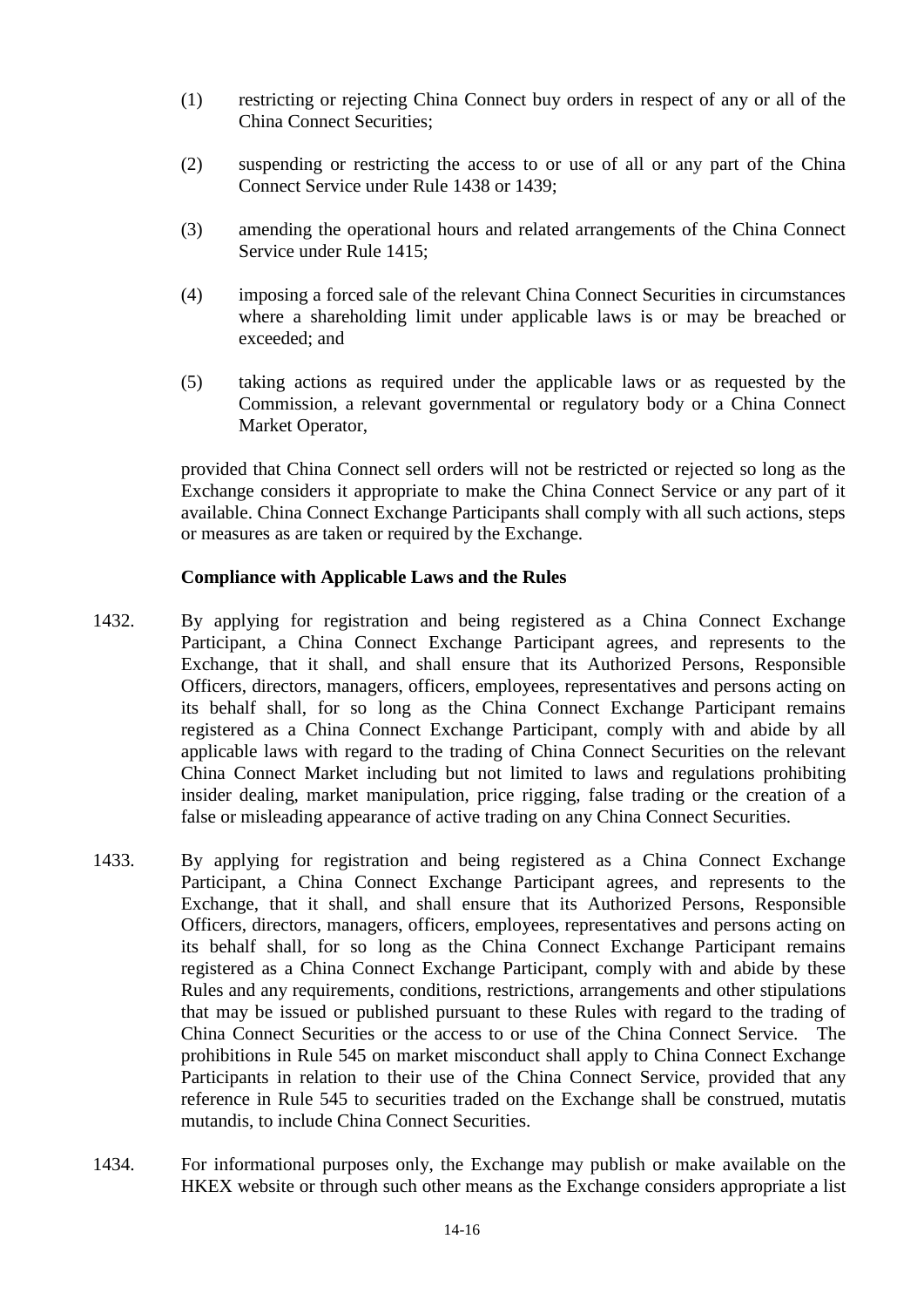(1) restricting or rejecting China Connect buy orders in respect of any or all of the China Connect Securities;

(2) suspending or restricting the access to or use of all or any part of the China Connect Service under Rule 1438 or 1439;

(3) amending the operational hours and related arrangements of the China Connect Service under Rule 1415;

(4) imposing a forced sale of the relevant China Connect Securities in circumstances where a shareholding limit under applicable laws is or may be breached or exceeded; and

(5) taking actions as required under the applicable laws or as requested by the Commission, a relevant governmental or regulatory body or a China Connect Market Operator,

provided that China Connect sell orders will not be restricted or rejected so long as the Exchange considers it appropriate to make the China Connect Service or any part of it available. China Connect Exchange Participants shall comply with all such actions, steps or measures as are taken or required by the Exchange.

**Compliance with Applicable Laws and the Rules**

1432. By applying for registration and being registered as a China Connect Exchange Participant, a China Connect Exchange Participant agrees, and represents to the Exchange, that it shall, and shall ensure that its Authorized Persons, Responsible Officers, directors, managers, officers, employees, representatives and persons acting on its behalf shall, for so long as the China Connect Exchange Participant remains registered as a China Connect Exchange Participant, comply with and abide by all applicable laws with regard to the trading of China Connect Securities on the relevant China Connect Market including but not limited to laws and regulations prohibiting insider dealing, market manipulation, price rigging, false trading or the creation of a false or misleading appearance of active trading on any China Connect Securities.

1433. By applying for registration and being registered as a China Connect Exchange Participant, a China Connect Exchange Participant agrees, and represents to the Exchange, that it shall, and shall ensure that its Authorized Persons, Responsible Officers, directors, managers, officers, employees, representatives and persons acting on its behalf shall, for so long as the China Connect Exchange Participant remains registered as a China Connect Exchange Participant, comply with and abide by these Rules and any requirements, conditions, restrictions, arrangements and other stipulations that may be issued or published pursuant to these Rules with regard to the trading of China Connect Securities or the access to or use of the China Connect Service. The prohibitions in Rule 545 on market misconduct shall apply to China Connect Exchange Participants in relation to their use of the China Connect Service, provided that any reference in Rule 545 to securities traded on the Exchange shall be construed, mutatis mutandis, to include China Connect Securities.

1434. For informational purposes only, the Exchange may publish or make available on the HKEX website or through such other means as the Exchange considers appropriate a list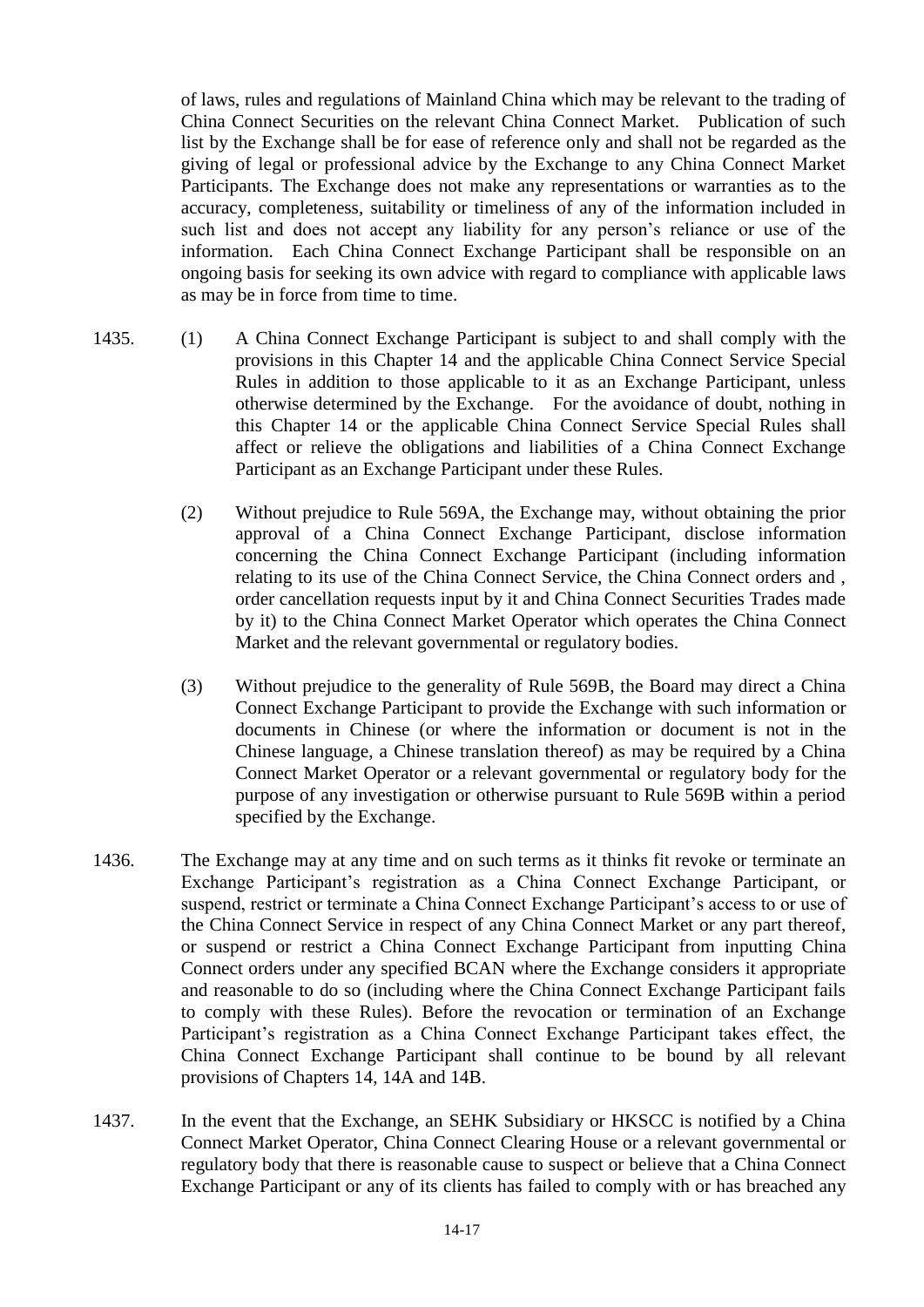of laws, rules and regulations of Mainland China which may be relevant to the trading of China Connect Securities on the relevant China Connect Market. Publication of such list by the Exchange shall be for ease of reference only and shall not be regarded as the giving of legal or professional advice by the Exchange to any China Connect Market Participants. The Exchange does not make any representations or warranties as to the accuracy, completeness, suitability or timeliness of any of the information included in such list and does not accept any liability for any person's reliance or use of the information. Each China Connect Exchange Participant shall be responsible on an ongoing basis for seeking its own advice with regard to compliance with applicable laws as may be in force from time to time.

1435. (1) A China Connect Exchange Participant is subject to and shall comply with the provisions in this Chapter 14 and the applicable China Connect Service Special Rules in addition to those applicable to it as an Exchange Participant, unless otherwise determined by the Exchange. For the avoidance of doubt, nothing in this Chapter 14 or the applicable China Connect Service Special Rules shall affect or relieve the obligations and liabilities of a China Connect Exchange Participant as an Exchange Participant under these Rules.

(2) Without prejudice to Rule 569A, the Exchange may, without obtaining the prior approval of a China Connect Exchange Participant, disclose information concerning the China Connect Exchange Participant (including information relating to its use of the China Connect Service, the China Connect orders and , order cancellation requests input by it and China Connect Securities Trades made by it) to the China Connect Market Operator which operates the China Connect Market and the relevant governmental or regulatory bodies.

(3) Without prejudice to the generality of Rule 569B, the Board may direct a China Connect Exchange Participant to provide the Exchange with such information or documents in Chinese (or where the information or document is not in the Chinese language, a Chinese translation thereof) as may be required by a China Connect Market Operator or a relevant governmental or regulatory body for the purpose of any investigation or otherwise pursuant to Rule 569B within a period specified by the Exchange.

1436. The Exchange may at any time and on such terms as it thinks fit revoke or terminate an Exchange Participant's registration as a China Connect Exchange Participant, or suspend, restrict or terminate a China Connect Exchange Participant's access to or use of the China Connect Service in respect of any China Connect Market or any part thereof, or suspend or restrict a China Connect Exchange Participant from inputting China Connect orders under any specified BCAN where the Exchange considers it appropriate and reasonable to do so (including where the China Connect Exchange Participant fails to comply with these Rules). Before the revocation or termination of an Exchange Participant's registration as a China Connect Exchange Participant takes effect, the China Connect Exchange Participant shall continue to be bound by all relevant provisions of Chapters 14, 14A and 14B.

1437. In the event that the Exchange, an SEHK Subsidiary or HKSCC is notified by a China Connect Market Operator, China Connect Clearing House or a relevant governmental or regulatory body that there is reasonable cause to suspect or believe that a China Connect Exchange Participant or any of its clients has failed to comply with or has breached any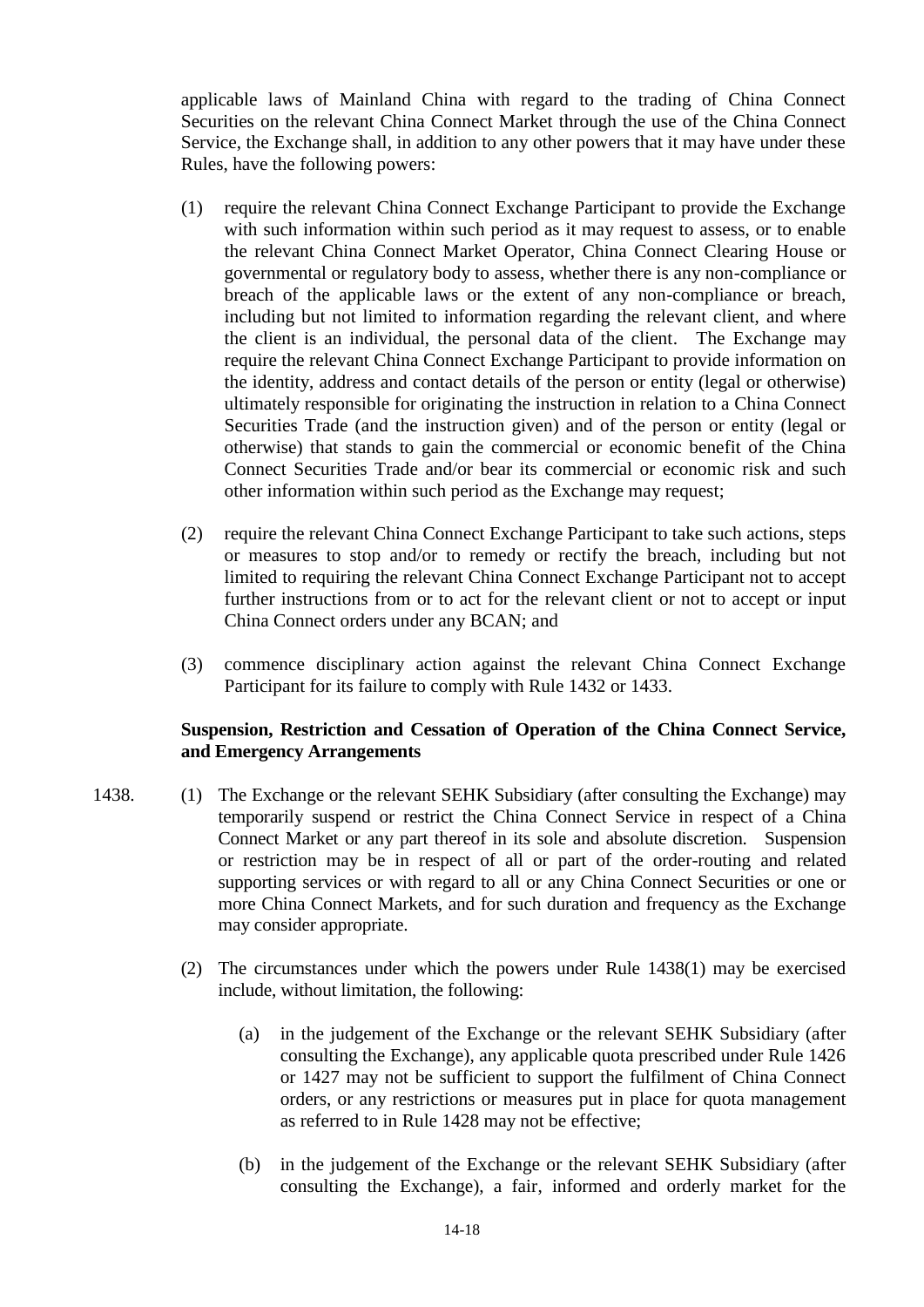applicable laws of Mainland China with regard to the trading of China Connect Securities on the relevant China Connect Market through the use of the China Connect Service, the Exchange shall, in addition to any other powers that it may have under these Rules, have the following powers:

(1) require the relevant China Connect Exchange Participant to provide the Exchange with such information within such period as it may request to assess, or to enable the relevant China Connect Market Operator, China Connect Clearing House or governmental or regulatory body to assess, whether there is any non-compliance or breach of the applicable laws or the extent of any non-compliance or breach, including but not limited to information regarding the relevant client, and where the client is an individual, the personal data of the client. The Exchange may require the relevant China Connect Exchange Participant to provide information on the identity, address and contact details of the person or entity (legal or otherwise) ultimately responsible for originating the instruction in relation to a China Connect Securities Trade (and the instruction given) and of the person or entity (legal or otherwise) that stands to gain the commercial or economic benefit of the China Connect Securities Trade and/or bear its commercial or economic risk and such other information within such period as the Exchange may request;

(2) require the relevant China Connect Exchange Participant to take such actions, steps or measures to stop and/or to remedy or rectify the breach, including but not limited to requiring the relevant China Connect Exchange Participant not to accept further instructions from or to act for the relevant client or not to accept or input China Connect orders under any BCAN; and

(3) commence disciplinary action against the relevant China Connect Exchange Participant for its failure to comply with Rule 1432 or 1433.

**Suspension, Restriction and Cessation of Operation of the China Connect Service, and Emergency Arrangements**

1438. (1) The Exchange or the relevant SEHK Subsidiary (after consulting the Exchange) may temporarily suspend or restrict the China Connect Service in respect of a China Connect Market or any part thereof in its sole and absolute discretion. Suspension or restriction may be in respect of all or part of the order-routing and related supporting services or with regard to all or any China Connect Securities or one or more China Connect Markets, and for such duration and frequency as the Exchange may consider appropriate.

(2) The circumstances under which the powers under Rule 1438(1) may be exercised include, without limitation, the following:

(a) in the judgement of the Exchange or the relevant SEHK Subsidiary (after consulting the Exchange), any applicable quota prescribed under Rule 1426 or 1427 may not be sufficient to support the fulfilment of China Connect orders, or any restrictions or measures put in place for quota management as referred to in Rule 1428 may not be effective;

(b) in the judgement of the Exchange or the relevant SEHK Subsidiary (after consulting the Exchange), a fair, informed and orderly market for the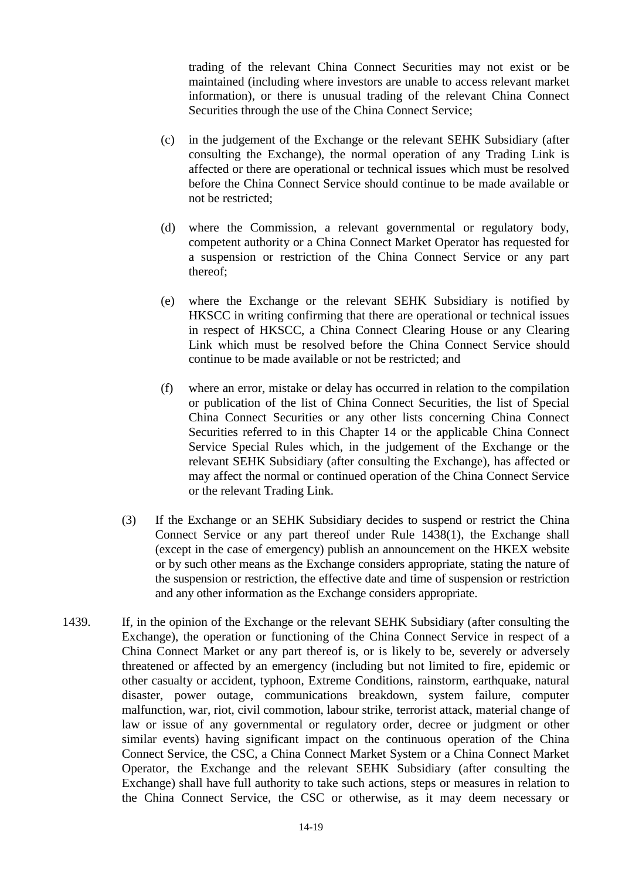trading of the relevant China Connect Securities may not exist or be maintained (including where investors are unable to access relevant market information), or there is unusual trading of the relevant China Connect Securities through the use of the China Connect Service;

(c) in the judgement of the Exchange or the relevant SEHK Subsidiary (after consulting the Exchange), the normal operation of any Trading Link is affected or there are operational or technical issues which must be resolved before the China Connect Service should continue to be made available or not be restricted;

(d) where the Commission, a relevant governmental or regulatory body, competent authority or a China Connect Market Operator has requested for a suspension or restriction of the China Connect Service or any part thereof;

(e) where the Exchange or the relevant SEHK Subsidiary is notified by HKSCC in writing confirming that there are operational or technical issues in respect of HKSCC, a China Connect Clearing House or any Clearing Link which must be resolved before the China Connect Service should continue to be made available or not be restricted; and

(f) where an error, mistake or delay has occurred in relation to the compilation or publication of the list of China Connect Securities, the list of Special China Connect Securities or any other lists concerning China Connect Securities referred to in this Chapter 14 or the applicable China Connect Service Special Rules which, in the judgement of the Exchange or the relevant SEHK Subsidiary (after consulting the Exchange), has affected or may affect the normal or continued operation of the China Connect Service or the relevant Trading Link.

(3) If the Exchange or an SEHK Subsidiary decides to suspend or restrict the China Connect Service or any part thereof under Rule 1438(1), the Exchange shall (except in the case of emergency) publish an announcement on the HKEX website or by such other means as the Exchange considers appropriate, stating the nature of the suspension or restriction, the effective date and time of suspension or restriction and any other information as the Exchange considers appropriate.

1439. If, in the opinion of the Exchange or the relevant SEHK Subsidiary (after consulting the Exchange), the operation or functioning of the China Connect Service in respect of a China Connect Market or any part thereof is, or is likely to be, severely or adversely threatened or affected by an emergency (including but not limited to fire, epidemic or other casualty or accident, typhoon, Extreme Conditions, rainstorm, earthquake, natural disaster, power outage, communications breakdown, system failure, computer malfunction, war, riot, civil commotion, labour strike, terrorist attack, material change of law or issue of any governmental or regulatory order, decree or judgment or other similar events) having significant impact on the continuous operation of the China Connect Service, the CSC, a China Connect Market System or a China Connect Market Operator, the Exchange and the relevant SEHK Subsidiary (after consulting the Exchange) shall have full authority to take such actions, steps or measures in relation to the China Connect Service, the CSC or otherwise, as it may deem necessary or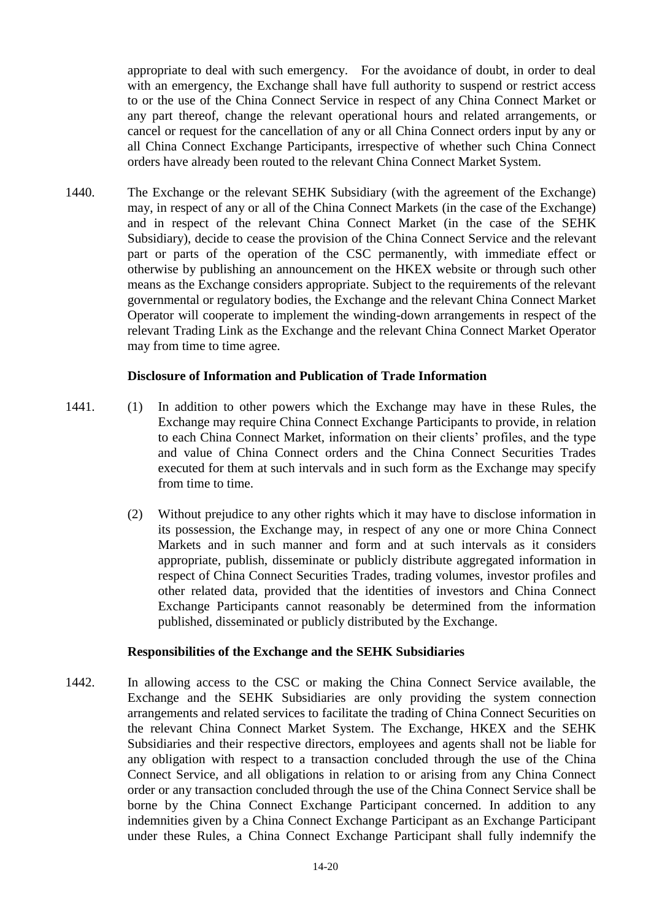appropriate to deal with such emergency. For the avoidance of doubt, in order to deal with an emergency, the Exchange shall have full authority to suspend or restrict access to or the use of the China Connect Service in respect of any China Connect Market or any part thereof, change the relevant operational hours and related arrangements, or cancel or request for the cancellation of any or all China Connect orders input by any or all China Connect Exchange Participants, irrespective of whether such China Connect orders have already been routed to the relevant China Connect Market System.

1440. The Exchange or the relevant SEHK Subsidiary (with the agreement of the Exchange) may, in respect of any or all of the China Connect Markets (in the case of the Exchange) and in respect of the relevant China Connect Market (in the case of the SEHK Subsidiary), decide to cease the provision of the China Connect Service and the relevant part or parts of the operation of the CSC permanently, with immediate effect or otherwise by publishing an announcement on the HKEX website or through such other means as the Exchange considers appropriate. Subject to the requirements of the relevant governmental or regulatory bodies, the Exchange and the relevant China Connect Market Operator will cooperate to implement the winding-down arrangements in respect of the relevant Trading Link as the Exchange and the relevant China Connect Market Operator may from time to time agree.

**Disclosure of Information and Publication of Trade Information**

1441. (1) In addition to other powers which the Exchange may have in these Rules, the Exchange may require China Connect Exchange Participants to provide, in relation to each China Connect Market, information on their clients' profiles, and the type and value of China Connect orders and the China Connect Securities Trades executed for them at such intervals and in such form as the Exchange may specify from time to time.

(2) Without prejudice to any other rights which it may have to disclose information in its possession, the Exchange may, in respect of any one or more China Connect Markets and in such manner and form and at such intervals as it considers appropriate, publish, disseminate or publicly distribute aggregated information in respect of China Connect Securities Trades, trading volumes, investor profiles and other related data, provided that the identities of investors and China Connect Exchange Participants cannot reasonably be determined from the information published, disseminated or publicly distributed by the Exchange.

**Responsibilities of the Exchange and the SEHK Subsidiaries**

1442. In allowing access to the CSC or making the China Connect Service available, the Exchange and the SEHK Subsidiaries are only providing the system connection arrangements and related services to facilitate the trading of China Connect Securities on the relevant China Connect Market System. The Exchange, HKEX and the SEHK Subsidiaries and their respective directors, employees and agents shall not be liable for any obligation with respect to a transaction concluded through the use of the China Connect Service, and all obligations in relation to or arising from any China Connect order or any transaction concluded through the use of the China Connect Service shall be borne by the China Connect Exchange Participant concerned. In addition to any indemnities given by a China Connect Exchange Participant as an Exchange Participant under these Rules, a China Connect Exchange Participant shall fully indemnify the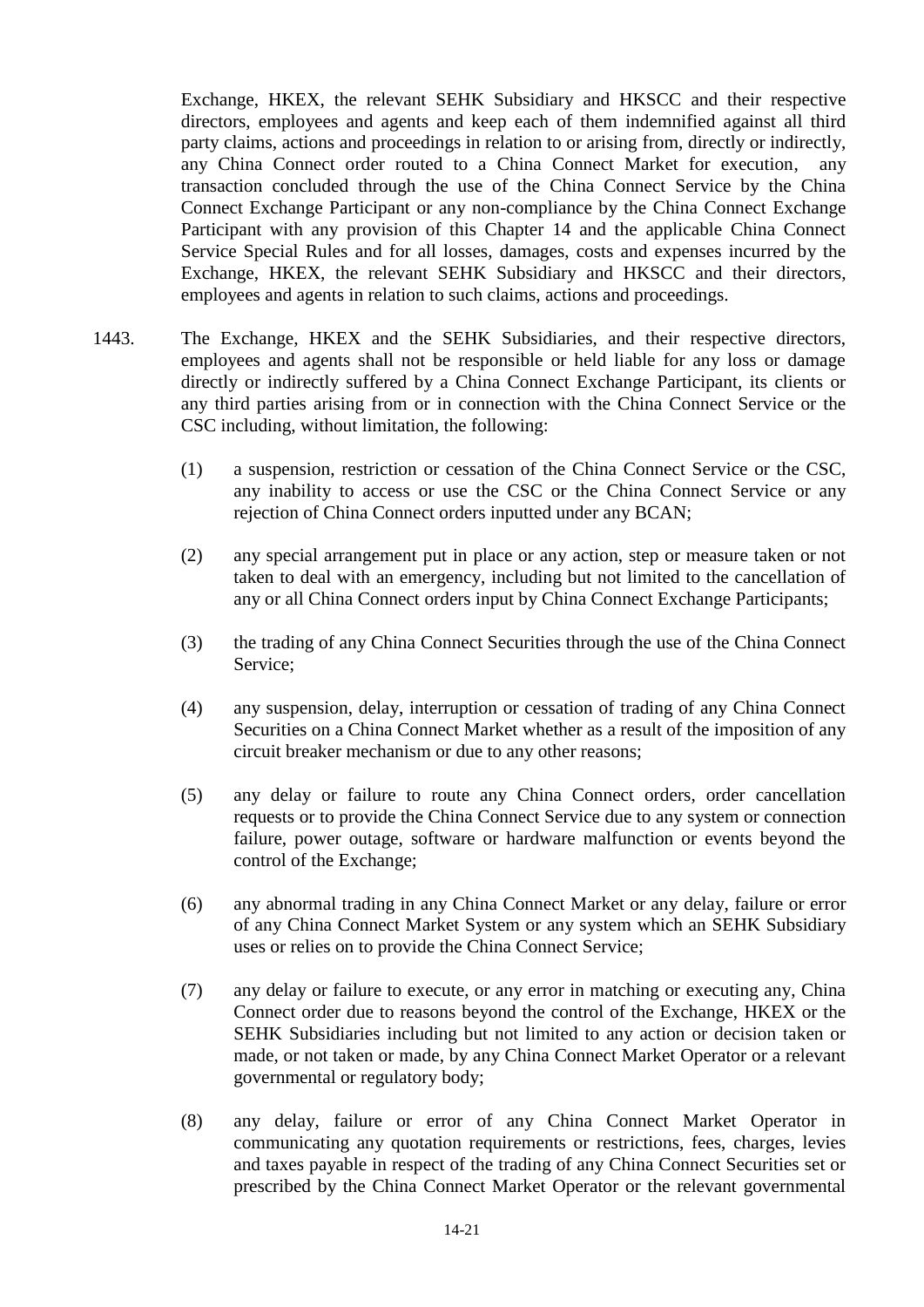Exchange, HKEX, the relevant SEHK Subsidiary and HKSCC and their respective directors, employees and agents and keep each of them indemnified against all third party claims, actions and proceedings in relation to or arising from, directly or indirectly, any China Connect order routed to a China Connect Market for execution, any transaction concluded through the use of the China Connect Service by the China Connect Exchange Participant or any non-compliance by the China Connect Exchange Participant with any provision of this Chapter 14 and the applicable China Connect Service Special Rules and for all losses, damages, costs and expenses incurred by the Exchange, HKEX, the relevant SEHK Subsidiary and HKSCC and their directors, employees and agents in relation to such claims, actions and proceedings.

1443. The Exchange, HKEX and the SEHK Subsidiaries, and their respective directors, employees and agents shall not be responsible or held liable for any loss or damage directly or indirectly suffered by a China Connect Exchange Participant, its clients or any third parties arising from or in connection with the China Connect Service or the CSC including, without limitation, the following:

(1) a suspension, restriction or cessation of the China Connect Service or the CSC, any inability to access or use the CSC or the China Connect Service or any rejection of China Connect orders inputted under any BCAN;

(2) any special arrangement put in place or any action, step or measure taken or not taken to deal with an emergency, including but not limited to the cancellation of any or all China Connect orders input by China Connect Exchange Participants;

(3) the trading of any China Connect Securities through the use of the China Connect Service;

(4) any suspension, delay, interruption or cessation of trading of any China Connect Securities on a China Connect Market whether as a result of the imposition of any circuit breaker mechanism or due to any other reasons;

(5) any delay or failure to route any China Connect orders, order cancellation requests or to provide the China Connect Service due to any system or connection failure, power outage, software or hardware malfunction or events beyond the control of the Exchange;

(6) any abnormal trading in any China Connect Market or any delay, failure or error of any China Connect Market System or any system which an SEHK Subsidiary uses or relies on to provide the China Connect Service;

(7) any delay or failure to execute, or any error in matching or executing any, China Connect order due to reasons beyond the control of the Exchange, HKEX or the SEHK Subsidiaries including but not limited to any action or decision taken or made, or not taken or made, by any China Connect Market Operator or a relevant governmental or regulatory body;

(8) any delay, failure or error of any China Connect Market Operator in communicating any quotation requirements or restrictions, fees, charges, levies and taxes payable in respect of the trading of any China Connect Securities set or prescribed by the China Connect Market Operator or the relevant governmental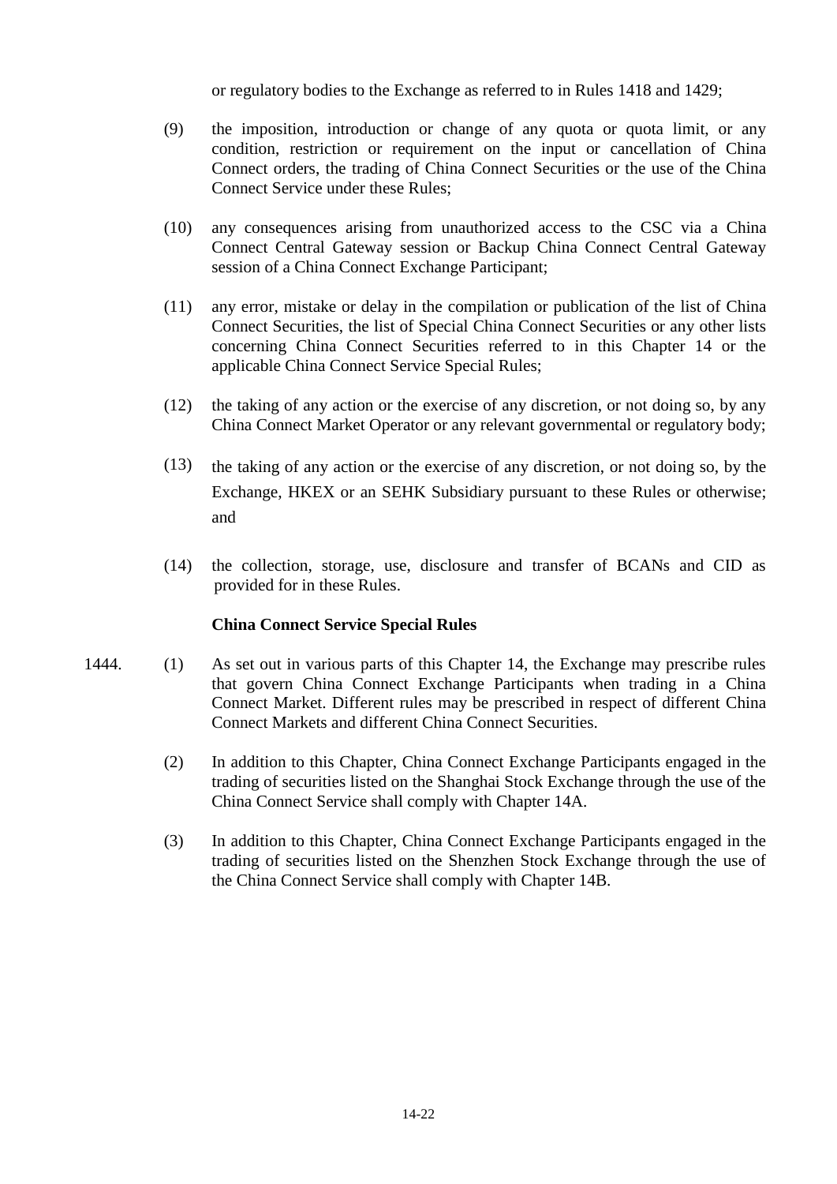or regulatory bodies to the Exchange as referred to in Rules 1418 and 1429;

(9) the imposition, introduction or change of any quota or quota limit, or any condition, restriction or requirement on the input or cancellation of China Connect orders, the trading of China Connect Securities or the use of the China Connect Service under these Rules;

(10) any consequences arising from unauthorized access to the CSC via a China Connect Central Gateway session or Backup China Connect Central Gateway session of a China Connect Exchange Participant;

(11) any error, mistake or delay in the compilation or publication of the list of China Connect Securities, the list of Special China Connect Securities or any other lists concerning China Connect Securities referred to in this Chapter 14 or the applicable China Connect Service Special Rules;

(12) the taking of any action or the exercise of any discretion, or not doing so, by any China Connect Market Operator or any relevant governmental or regulatory body;

(13) the taking of any action or the exercise of any discretion, or not doing so, by the Exchange, HKEX or an SEHK Subsidiary pursuant to these Rules or otherwise; and

(14) the collection, storage, use, disclosure and transfer of BCANs and CID as provided for in these Rules.

**China Connect Service Special Rules**

1444. (1) As set out in various parts of this Chapter 14, the Exchange may prescribe rules that govern China Connect Exchange Participants when trading in a China Connect Market. Different rules may be prescribed in respect of different China Connect Markets and different China Connect Securities.

(2) In addition to this Chapter, China Connect Exchange Participants engaged in the trading of securities listed on the Shanghai Stock Exchange through the use of the China Connect Service shall comply with Chapter 14A.

(3) In addition to this Chapter, China Connect Exchange Participants engaged in the trading of securities listed on the Shenzhen Stock Exchange through the use of the China Connect Service shall comply with Chapter 14B.